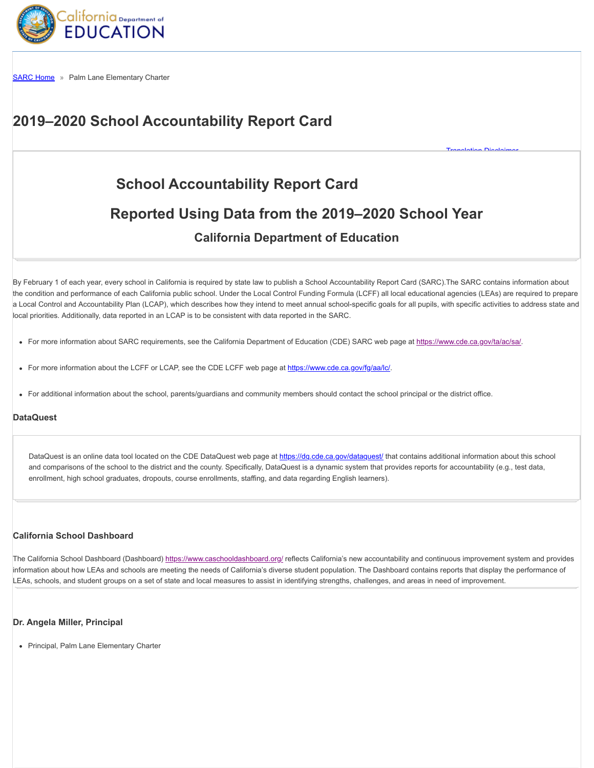SARC Home » Palm Lane Elementary Charter

# 2019–2020 School Accountability Report Card

Translation Disclaimer

## School Accountability Report Card

## Reported Using Data from the 2019–2020 School Year

### California Department of Education

By February 1 of each year, every school in California is required by state law to publish a School Accountability Report Card (SARC).The SARC contains information about the condition and performance of each California public school. Under the Local Control Funding Formula (LCFF) all local educational agencies (LEAs) are required to prepare a Local Control and Accountability Plan (LCAP), which describes how they intend to meet annual school-specific goals for all pupils, with specific activities to address state and local priorities. Additionally, data reported in an LCAP is to be consistent with data reported in the SARC.

- For more information about SARC requirements, see the California Department of Education (CDE) SARC web page at https://www.cde.ca.gov/ta/ac/sa/.
- For more information about the LCFF or LCAP, see the CDE LCFF web page at https://www.cde.ca.gov/fg/aa/lc/.
- For additional information about the school, parents/guardians and community members should contact the school principal or the district office.

### DataQuest

DataQuest is an online data tool located on the CDE DataQuest web page at https://dq.cde.ca.gov/dataquest/ that contains additional information about this school and comparisons of the school to the district and the county. Specifically, DataQuest is a dynamic system that provides reports for accountability (e.g., test data, enrollment, high school graduates, dropouts, course enrollments, staffing, and data regarding English learners).

### California School Dashboard

The California School Dashboard (Dashboard) https://www.caschooldashboard.org/ reflects California's new accountability and continuous improvement system and provides information about how LEAs and schools are meeting the needs of California's diverse student population. The Dashboard contains reports that display the performance of LEAs, schools, and student groups on a set of state and local measures to assist in identifying strengths, challenges, and areas in need of improvement.

### Dr. Angela Miller, Principal

- Principal, Palm Lane Elementary Charter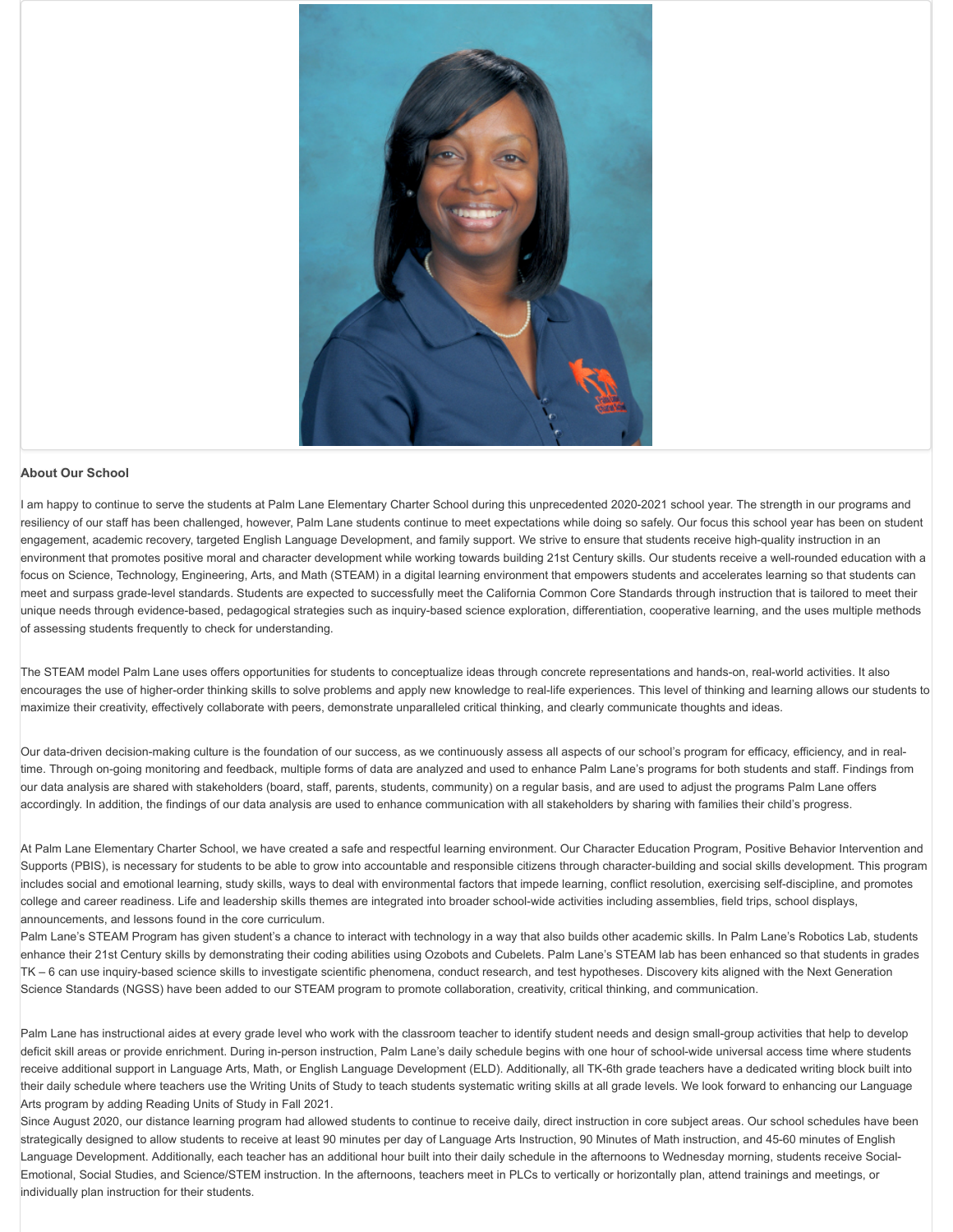**About Our School**

I am happy to continue to serve the students at Palm Lane Elementary Charter School during this unprecedented 2020-2021 school year. The strength in our programs and resiliency of our staff has been challenged, however, Palm Lane students continue to meet expectations while doing so safely. Our focus this school year has been on student engagement, academic recovery, targeted English Language Development, and family support. We strive to ensure that students receive high-quality instruction in an environment that promotes positive moral and character development while working towards building 21st Century skills. Our students receive a well-rounded education with a focus on Science, Technology, Engineering, Arts, and Math (STEAM) in a digital learning environment that empowers students and accelerates learning so that students can meet and surpass grade-level standards. Students are expected to successfully meet the California Common Core Standards through instruction that is tailored to meet their unique needs through evidence-based, pedagogical strategies such as inquiry-based science exploration, differentiation, cooperative learning, and the uses multiple methods of assessing students frequently to check for understanding.

The STEAM model Palm Lane uses offers opportunities for students to conceptualize ideas through concrete representations and hands-on, real-world activities. It also encourages the use of higher-order thinking skills to solve problems and apply new knowledge to real-life experiences. This level of thinking and learning allows our students to maximize their creativity, effectively collaborate with peers, demonstrate unparalleled critical thinking, and clearly communicate thoughts and ideas.

Our data-driven decision-making culture is the foundation of our success, as we continuously assess all aspects of our school's program for efficacy, efficiency, and in real-time. Through on-going monitoring and feedback, multiple forms of data are analyzed and used to enhance Palm Lane's programs for both students and staff. Findings from our data analysis are shared with stakeholders (board, staff, parents, students, community) on a regular basis, and are used to adjust the programs Palm Lane offers accordingly. In addition, the findings of our data analysis are used to enhance communication with all stakeholders by sharing with families their child's progress.

At Palm Lane Elementary Charter School, we have created a safe and respectful learning environment. Our Character Education Program, Positive Behavior Intervention and Supports (PBIS), is necessary for students to be able to grow into accountable and responsible citizens through character-building and social skills development. This program includes social and emotional learning, study skills, ways to deal with environmental factors that impede learning, conflict resolution, exercising self-discipline, and promotes college and career readiness. Life and leadership skills themes are integrated into broader school-wide activities including assemblies, field trips, school displays, announcements, and lessons found in the core curriculum.

Palm Lane's STEAM Program has given student's a chance to interact with technology in a way that also builds other academic skills. In Palm Lane's Robotics Lab, students enhance their 21st Century skills by demonstrating their coding abilities using Ozobots and Cubelets. Palm Lane's STEAM lab has been enhanced so that students in grades TK – 6 can use inquiry-based science skills to investigate scientific phenomena, conduct research, and test hypotheses. Discovery kits aligned with the Next Generation Science Standards (NGSS) have been added to our STEAM program to promote collaboration, creativity, critical thinking, and communication.

Palm Lane has instructional aides at every grade level who work with the classroom teacher to identify student needs and design small-group activities that help to develop deficit skill areas or provide enrichment. During in-person instruction, Palm Lane's daily schedule begins with one hour of school-wide universal access time where students receive additional support in Language Arts, Math, or English Language Development (ELD). Additionally, all TK-6th grade teachers have a dedicated writing block built into their daily schedule where teachers use the Writing Units of Study to teach students systematic writing skills at all grade levels. We look forward to enhancing our Language Arts program by adding Reading Units of Study in Fall 2021.

Since August 2020, our distance learning program had allowed students to continue to receive daily, direct instruction in core subject areas. Our school schedules have been strategically designed to allow students to receive at least 90 minutes per day of Language Arts Instruction, 90 Minutes of Math instruction, and 45-60 minutes of English Language Development. Additionally, each teacher has an additional hour built into their daily schedule in the afternoons to Wednesday morning, students receive Social-Emotional, Social Studies, and Science/STEM instruction. In the afternoons, teachers meet in PLCs to vertically or horizontally plan, attend trainings and meetings, or individually plan instruction for their students.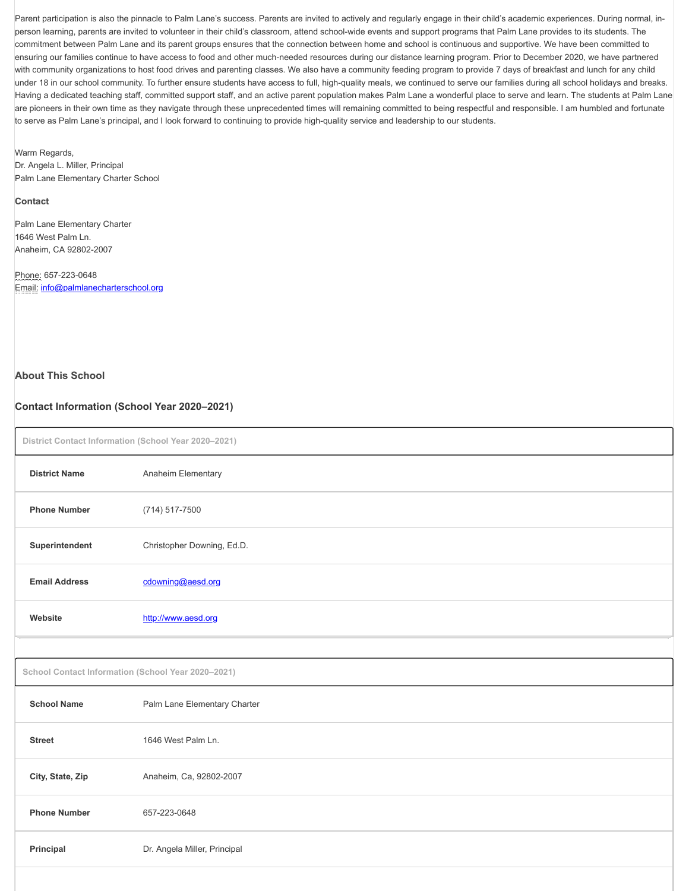Parent participation is also the pinnacle to Palm Lane's success. Parents are invited to actively and regularly engage in their child's academic experiences. During normal, in-person learning, parents are invited to volunteer in their child's classroom, attend school-wide events and support programs that Palm Lane provides to its students. The commitment between Palm Lane and its parent groups ensures that the connection between home and school is continuous and supportive. We have been committed to ensuring our families continue to have access to food and other much-needed resources during our distance learning program. Prior to December 2020, we have partnered with community organizations to host food drives and parenting classes. We also have a community feeding program to provide 7 days of breakfast and lunch for any child under 18 in our school community. To further ensure students have access to full, high-quality meals, we continued to serve our families during all school holidays and breaks. Having a dedicated teaching staff, committed support staff, and an active parent population makes Palm Lane a wonderful place to serve and learn. The students at Palm Lane are pioneers in their own time as they navigate through these unprecedented times will remaining committed to being respectful and responsible. I am humbled and fortunate to serve as Palm Lane's principal, and I look forward to continuing to provide high-quality service and leadership to our students.

Warm Regards,
Dr. Angela L. Miller, Principal
Palm Lane Elementary Charter School

**Contact**

Palm Lane Elementary Charter
1646 West Palm Ln.
Anaheim, CA 92802-2007

Phone: 657-223-0648
Email: info@palmlanecharterschool.org

## About This School

### Contact Information (School Year 2020–2021)

| District Contact Information (School Year 2020–2021) | |
|---|---|
| **District Name** | Anaheim Elementary |
| **Phone Number** | (714) 517-7500 |
| **Superintendent** | Christopher Downing, Ed.D. |
| **Email Address** | cdowning@aesd.org |
| **Website** | http://www.aesd.org |

| School Contact Information (School Year 2020–2021) | |
|---|---|
| **School Name** | Palm Lane Elementary Charter |
| **Street** | 1646 West Palm Ln. |
| **City, State, Zip** | Anaheim, Ca, 92802-2007 |
| **Phone Number** | 657-223-0648 |
| **Principal** | Dr. Angela Miller, Principal |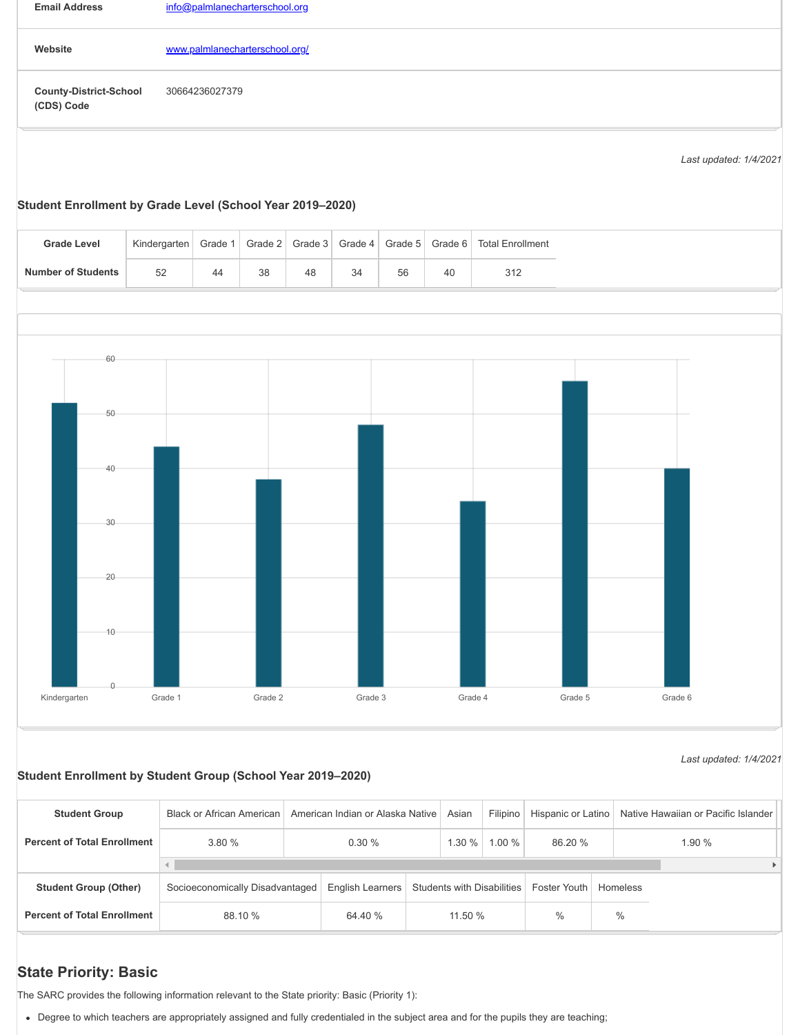| | |
|---|---|
| **Email Address** | info@palmlanecharterschool.org |
| **Website** | www.palmlanecharterschool.org/ |
| **County-District-School (CDS) Code** | 30664236027379 |

*Last updated: 1/4/2021*

**Student Enrollment by Grade Level (School Year 2019–2020)**

| Grade Level | Kindergarten | Grade 1 | Grade 2 | Grade 3 | Grade 4 | Grade 5 | Grade 6 | Total Enrollment |
|---|---|---|---|---|---|---|---|---|
| **Number of Students** | 52 | 44 | 38 | 48 | 34 | 56 | 40 | 312 |

*Last updated: 1/4/2021*

**Student Enrollment by Student Group (School Year 2019–2020)**

| Student Group | Black or African American | American Indian or Alaska Native | Asian | Filipino | Hispanic or Latino | Native Hawaiian or Pacific Islander |
|---|---|---|---|---|---|---|
| **Percent of Total Enrollment** | 3.80 % | 0.30 % | 1.30 % | 1.00 % | 86.20 % | 1.90 % |

| Student Group (Other) | Socioeconomically Disadvantaged | English Learners | Students with Disabilities | Foster Youth | Homeless |
|---|---|---|---|---|---|
| **Percent of Total Enrollment** | 88.10 % | 64.40 % | 11.50 % | % | % |

## State Priority: Basic

The SARC provides the following information relevant to the State priority: Basic (Priority 1):

- Degree to which teachers are appropriately assigned and fully credentialed in the subject area and for the pupils they are teaching;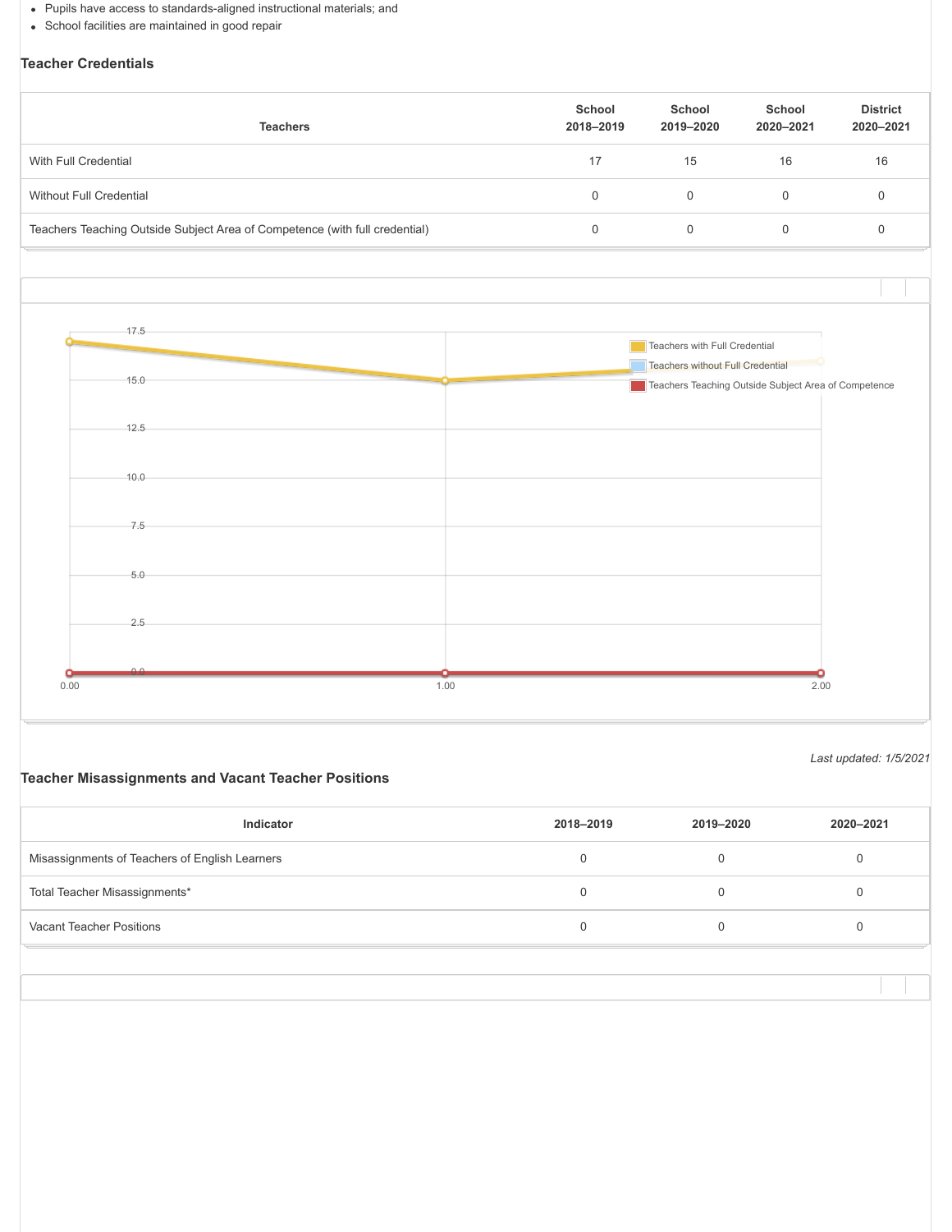- Pupils have access to standards-aligned instructional materials; and
- School facilities are maintained in good repair

### Teacher Credentials

| Teachers | School 2018–2019 | School 2019–2020 | School 2020–2021 | District 2020–2021 |
|---|---|---|---|---|
| With Full Credential | 17 | 15 | 16 | 16 |
| Without Full Credential | 0 | 0 | 0 | 0 |
| Teachers Teaching Outside Subject Area of Competence (with full credential) | 0 | 0 | 0 | 0 |

*Last updated: 1/5/2021*

### Teacher Misassignments and Vacant Teacher Positions

| Indicator | 2018–2019 | 2019–2020 | 2020–2021 |
|---|---|---|---|
| Misassignments of Teachers of English Learners | 0 | 0 | 0 |
| Total Teacher Misassignments* | 0 | 0 | 0 |
| Vacant Teacher Positions | 0 | 0 | 0 |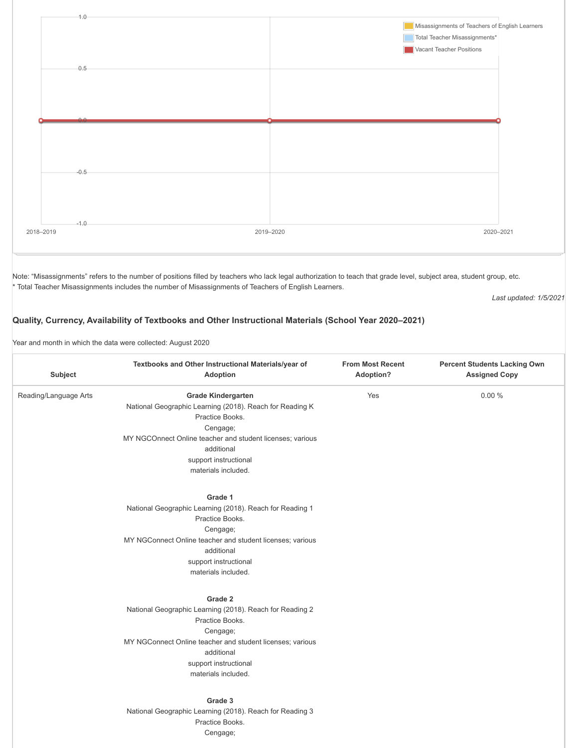| | 2018–2019 | 2019–2020 | 2020–2021 |
|---|---|---|---|
| Misassignments of Teachers of English Learners | 0 | 0 | 0 |
| Total Teacher Misassignments* | 0 | 0 | 0 |
| Vacant Teacher Positions | 0 | 0 | 0 |

Note: "Misassignments" refers to the number of positions filled by teachers who lack legal authorization to teach that grade level, subject area, student group, etc.
* Total Teacher Misassignments includes the number of Misassignments of Teachers of English Learners.

*Last updated: 1/5/2021*

### Quality, Currency, Availability of Textbooks and Other Instructional Materials (School Year 2020–2021)

Year and month in which the data were collected: August 2020

| Subject | Textbooks and Other Instructional Materials/year of Adoption | From Most Recent Adoption? | Percent Students Lacking Own Assigned Copy |
|---|---|---|---|
| Reading/Language Arts | **Grade Kindergarten**<br>National Geographic Learning (2018). Reach for Reading K Practice Books.<br>Cengage;<br>MY NGCOnnect Online teacher and student licenses; various additional support instructional materials included.<br><br>**Grade 1**<br>National Geographic Learning (2018). Reach for Reading 1 Practice Books.<br>Cengage;<br>MY NGConnect Online teacher and student licenses; various additional support instructional materials included.<br><br>**Grade 2**<br>National Geographic Learning (2018). Reach for Reading 2 Practice Books.<br>Cengage;<br>MY NGConnect Online teacher and student licenses; various additional support instructional materials included.<br><br>**Grade 3**<br>National Geographic Learning (2018). Reach for Reading 3 Practice Books.<br>Cengage; | Yes | 0.00 % |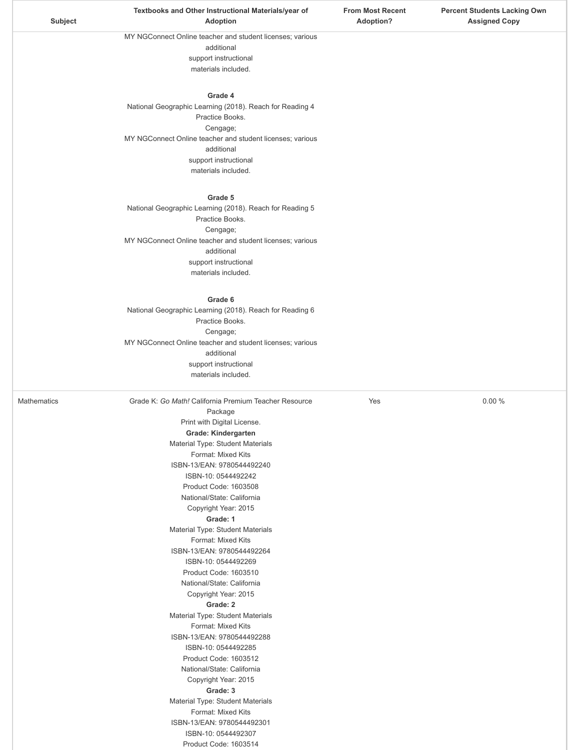| Subject | Textbooks and Other Instructional Materials/year of Adoption | From Most Recent Adoption? | Percent Students Lacking Own Assigned Copy |
|---|---|---|---|
| | MY NGConnect Online teacher and student licenses; various additional support instructional materials included.<br><br>**Grade 4**<br>National Geographic Learning (2018). Reach for Reading 4 Practice Books.<br>Cengage;<br>MY NGConnect Online teacher and student licenses; various additional support instructional materials included.<br><br>**Grade 5**<br>National Geographic Learning (2018). Reach for Reading 5 Practice Books.<br>Cengage;<br>MY NGConnect Online teacher and student licenses; various additional support instructional materials included.<br><br>**Grade 6**<br>National Geographic Learning (2018). Reach for Reading 6 Practice Books.<br>Cengage;<br>MY NGConnect Online teacher and student licenses; various additional support instructional materials included. | | |
| Mathematics | Grade K: *Go Math!* California Premium Teacher Resource Package<br>Print with Digital License.<br>**Grade: Kindergarten**<br>Material Type: Student Materials<br>Format: Mixed Kits<br>ISBN-13/EAN: 9780544492240<br>ISBN-10: 0544492242<br>Product Code: 1603508<br>National/State: California<br>Copyright Year: 2015<br>**Grade: 1**<br>Material Type: Student Materials<br>Format: Mixed Kits<br>ISBN-13/EAN: 9780544492264<br>ISBN-10: 0544492269<br>Product Code: 1603510<br>National/State: California<br>Copyright Year: 2015<br>**Grade: 2**<br>Material Type: Student Materials<br>Format: Mixed Kits<br>ISBN-13/EAN: 9780544492288<br>ISBN-10: 0544492285<br>Product Code: 1603512<br>National/State: California<br>Copyright Year: 2015<br>**Grade: 3**<br>Material Type: Student Materials<br>Format: Mixed Kits<br>ISBN-13/EAN: 9780544492301<br>ISBN-10: 0544492307<br>Product Code: 1603514 | Yes | 0.00 % |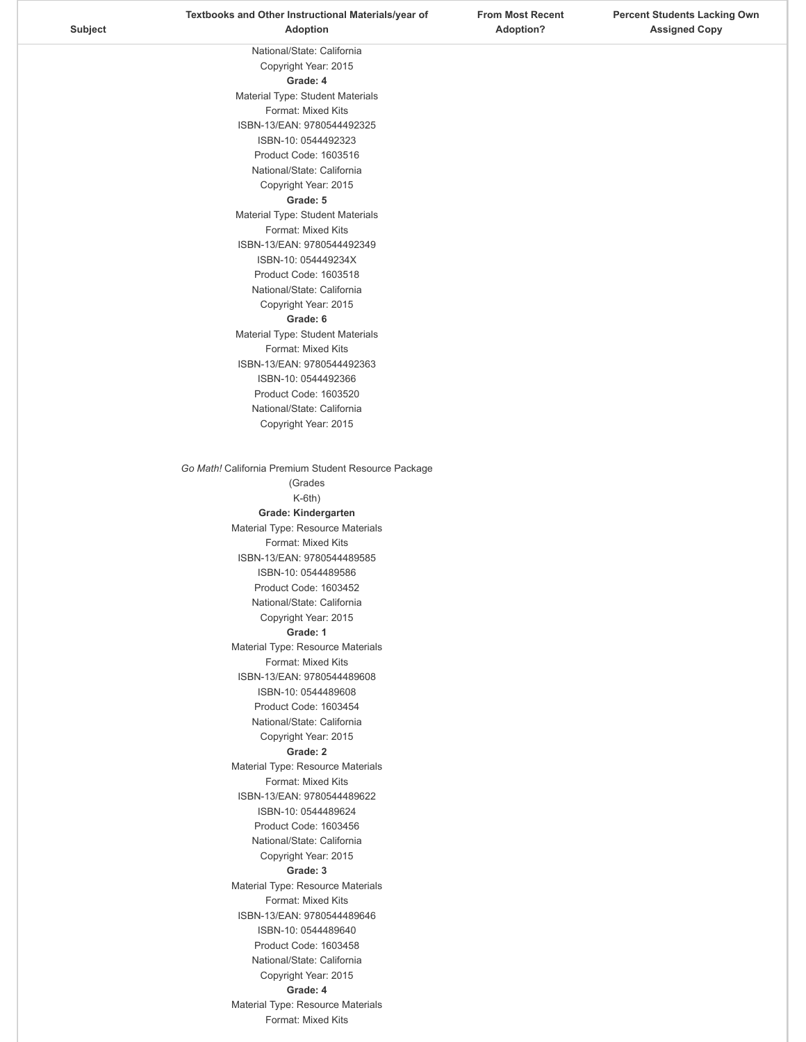| Subject | Textbooks and Other Instructional Materials/year of Adoption | From Most Recent Adoption? | Percent Students Lacking Own Assigned Copy |
|---|---|---|---|
| | National/State: California<br>Copyright Year: 2015<br>**Grade: 4**<br>Material Type: Student Materials<br>Format: Mixed Kits<br>ISBN-13/EAN: 9780544492325<br>ISBN-10: 0544492323<br>Product Code: 1603516<br>National/State: California<br>Copyright Year: 2015<br>**Grade: 5**<br>Material Type: Student Materials<br>Format: Mixed Kits<br>ISBN-13/EAN: 9780544492349<br>ISBN-10: 054449234X<br>Product Code: 1603518<br>National/State: California<br>Copyright Year: 2015<br>**Grade: 6**<br>Material Type: Student Materials<br>Format: Mixed Kits<br>ISBN-13/EAN: 9780544492363<br>ISBN-10: 0544492366<br>Product Code: 1603520<br>National/State: California<br>Copyright Year: 2015<br><br>*Go Math!* California Premium Student Resource Package (Grades K-6th)<br>**Grade: Kindergarten**<br>Material Type: Resource Materials<br>Format: Mixed Kits<br>ISBN-13/EAN: 9780544489585<br>ISBN-10: 0544489586<br>Product Code: 1603452<br>National/State: California<br>Copyright Year: 2015<br>**Grade: 1**<br>Material Type: Resource Materials<br>Format: Mixed Kits<br>ISBN-13/EAN: 9780544489608<br>ISBN-10: 0544489608<br>Product Code: 1603454<br>National/State: California<br>Copyright Year: 2015<br>**Grade: 2**<br>Material Type: Resource Materials<br>Format: Mixed Kits<br>ISBN-13/EAN: 9780544489622<br>ISBN-10: 0544489624<br>Product Code: 1603456<br>National/State: California<br>Copyright Year: 2015<br>**Grade: 3**<br>Material Type: Resource Materials<br>Format: Mixed Kits<br>ISBN-13/EAN: 9780544489646<br>ISBN-10: 0544489640<br>Product Code: 1603458<br>National/State: California<br>Copyright Year: 2015<br>**Grade: 4**<br>Material Type: Resource Materials<br>Format: Mixed Kits | | |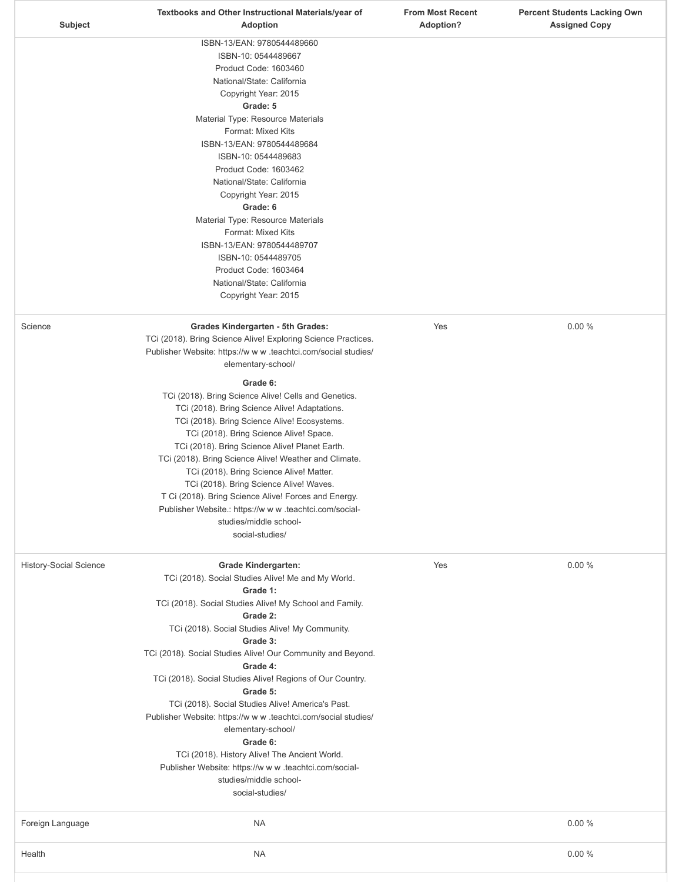| Subject | Textbooks and Other Instructional Materials/year of Adoption | From Most Recent Adoption? | Percent Students Lacking Own Assigned Copy |
| --- | --- | --- | --- |
| | ISBN-13/EAN: 9780544489660<br>ISBN-10: 0544489667<br>Product Code: 1603460<br>National/State: California<br>Copyright Year: 2015<br>**Grade: 5**<br>Material Type: Resource Materials<br>Format: Mixed Kits<br>ISBN-13/EAN: 9780544489684<br>ISBN-10: 0544489683<br>Product Code: 1603462<br>National/State: California<br>Copyright Year: 2015<br>**Grade: 6**<br>Material Type: Resource Materials<br>Format: Mixed Kits<br>ISBN-13/EAN: 9780544489707<br>ISBN-10: 0544489705<br>Product Code: 1603464<br>National/State: California<br>Copyright Year: 2015 | | |
| Science | **Grades Kindergarten - 5th Grades:**<br>TCi (2018). Bring Science Alive! Exploring Science Practices.<br>Publisher Website: https://w w w .teachtci.com/social studies/ elementary-school/<br>**Grade 6:**<br>TCi (2018). Bring Science Alive! Cells and Genetics.<br>TCi (2018). Bring Science Alive! Adaptations.<br>TCi (2018). Bring Science Alive! Ecosystems.<br>TCi (2018). Bring Science Alive! Space.<br>TCi (2018). Bring Science Alive! Planet Earth.<br>TCi (2018). Bring Science Alive! Weather and Climate.<br>TCi (2018). Bring Science Alive! Matter.<br>TCi (2018). Bring Science Alive! Waves.<br>T Ci (2018). Bring Science Alive! Forces and Energy.<br>Publisher Website.: https://w w w .teachtci.com/social-studies/middle school-social-studies/ | Yes | 0.00 % |
| History-Social Science | **Grade Kindergarten:**<br>TCi (2018). Social Studies Alive! Me and My World.<br>**Grade 1:**<br>TCi (2018). Social Studies Alive! My School and Family.<br>**Grade 2:**<br>TCi (2018). Social Studies Alive! My Community.<br>**Grade 3:**<br>TCi (2018). Social Studies Alive! Our Community and Beyond.<br>**Grade 4:**<br>TCi (2018). Social Studies Alive! Regions of Our Country.<br>**Grade 5:**<br>TCi (2018). Social Studies Alive! America's Past.<br>Publisher Website: https://w w w .teachtci.com/social studies/ elementary-school/<br>**Grade 6:**<br>TCi (2018). History Alive! The Ancient World.<br>Publisher Website: https://w w w .teachtci.com/social-studies/middle school-social-studies/ | Yes | 0.00 % |
| Foreign Language | NA | | 0.00 % |
| Health | NA | | 0.00 % |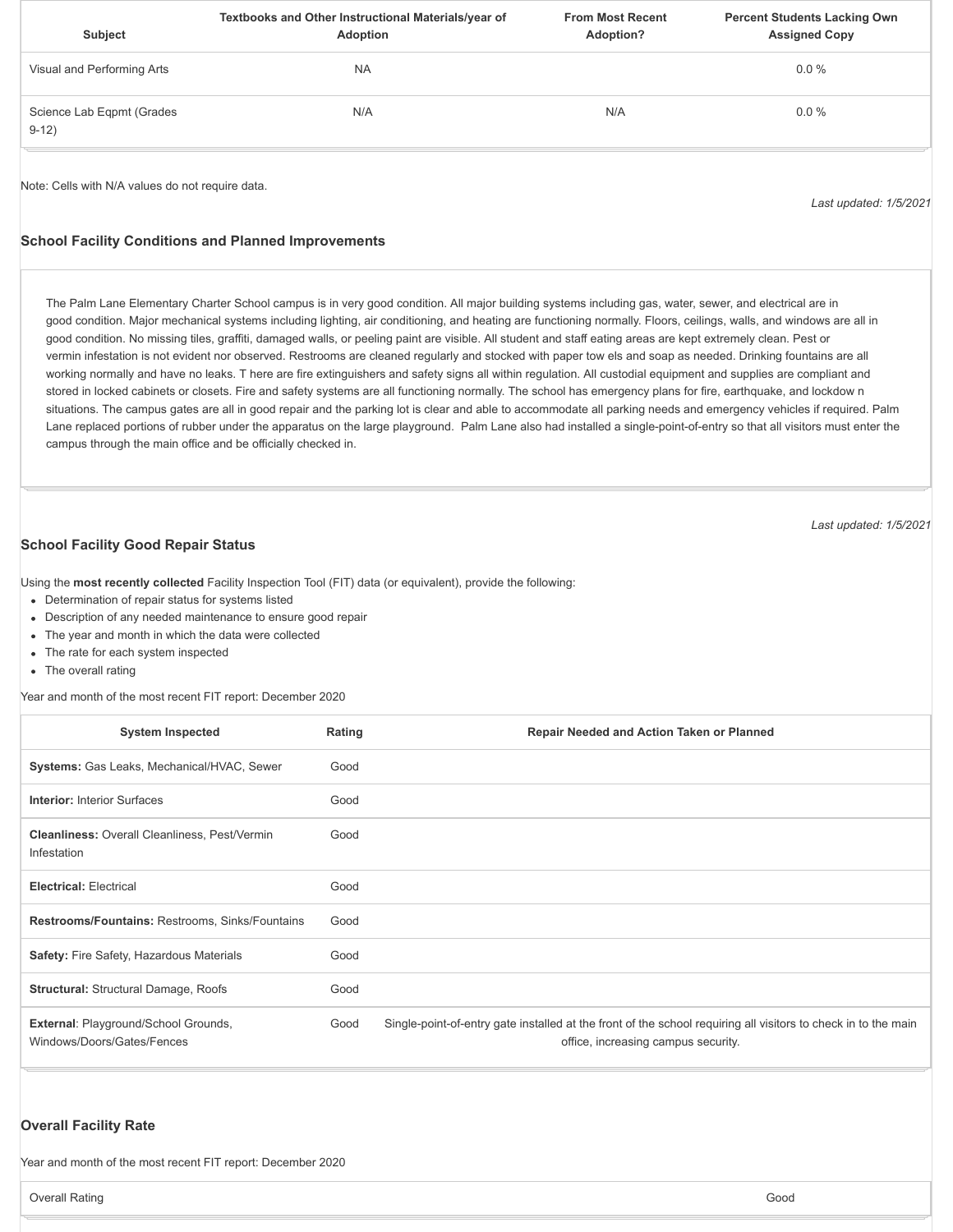| Subject | Textbooks and Other Instructional Materials/year of Adoption | From Most Recent Adoption? | Percent Students Lacking Own Assigned Copy |
|---|---|---|---|
| Visual and Performing Arts | NA | | 0.0 % |
| Science Lab Eqpmt (Grades 9-12) | N/A | N/A | 0.0 % |

Note: Cells with N/A values do not require data.

*Last updated: 1/5/2021*

### School Facility Conditions and Planned Improvements

The Palm Lane Elementary Charter School campus is in very good condition. All major building systems including gas, water, sewer, and electrical are in good condition. Major mechanical systems including lighting, air conditioning, and heating are functioning normally. Floors, ceilings, walls, and windows are all in good condition. No missing tiles, graffiti, damaged walls, or peeling paint are visible. All student and staff eating areas are kept extremely clean. Pest or vermin infestation is not evident nor observed. Restrooms are cleaned regularly and stocked with paper tow els and soap as needed. Drinking fountains are all working normally and have no leaks. T here are fire extinguishers and safety signs all within regulation. All custodial equipment and supplies are compliant and stored in locked cabinets or closets. Fire and safety systems are all functioning normally. The school has emergency plans for fire, earthquake, and lockdow n situations. The campus gates are all in good repair and the parking lot is clear and able to accommodate all parking needs and emergency vehicles if required. Palm Lane replaced portions of rubber under the apparatus on the large playground. Palm Lane also had installed a single-point-of-entry so that all visitors must enter the campus through the main office and be officially checked in.

*Last updated: 1/5/2021*

### School Facility Good Repair Status

Using the **most recently collected** Facility Inspection Tool (FIT) data (or equivalent), provide the following:

- Determination of repair status for systems listed
- Description of any needed maintenance to ensure good repair
- The year and month in which the data were collected
- The rate for each system inspected
- The overall rating

Year and month of the most recent FIT report: December 2020

| System Inspected | Rating | Repair Needed and Action Taken or Planned |
|---|---|---|
| **Systems:** Gas Leaks, Mechanical/HVAC, Sewer | Good | |
| **Interior:** Interior Surfaces | Good | |
| **Cleanliness:** Overall Cleanliness, Pest/Vermin Infestation | Good | |
| **Electrical:** Electrical | Good | |
| **Restrooms/Fountains:** Restrooms, Sinks/Fountains | Good | |
| **Safety:** Fire Safety, Hazardous Materials | Good | |
| **Structural:** Structural Damage, Roofs | Good | |
| **External**: Playground/School Grounds, Windows/Doors/Gates/Fences | Good | Single-point-of-entry gate installed at the front of the school requiring all visitors to check in to the main office, increasing campus security. |

### Overall Facility Rate

Year and month of the most recent FIT report: December 2020

| Overall Rating | Good |
|---|---|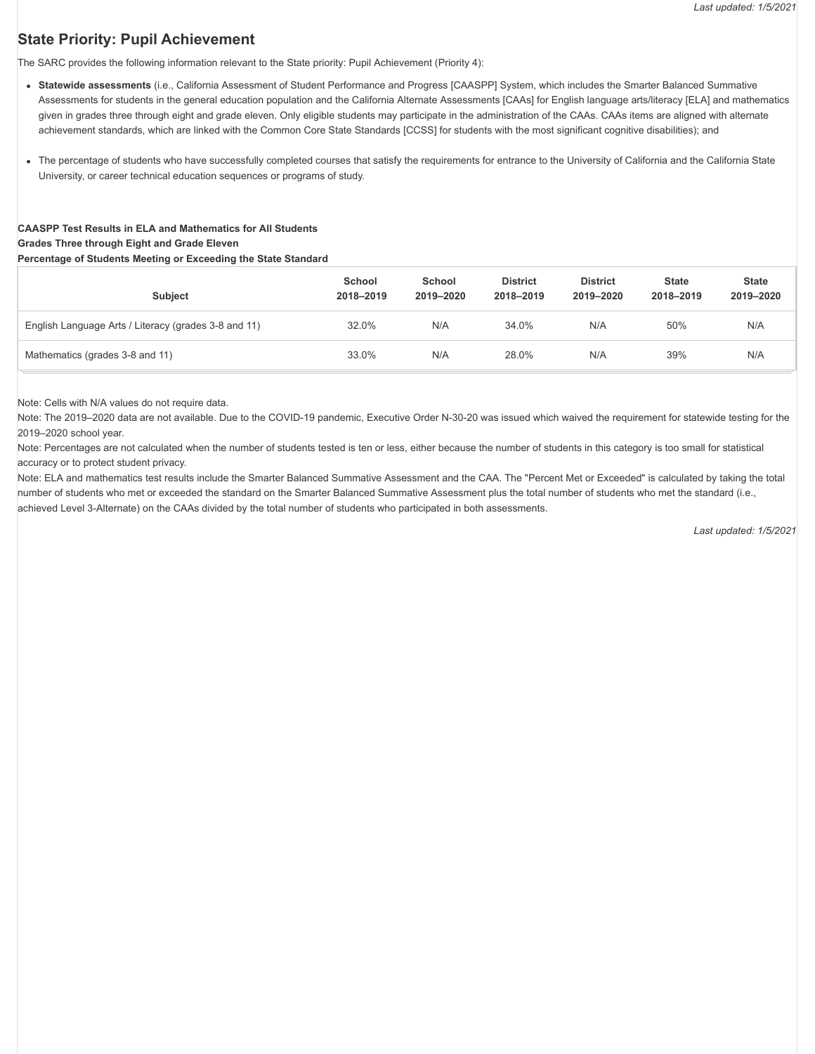## State Priority: Pupil Achievement

The SARC provides the following information relevant to the State priority: Pupil Achievement (Priority 4):

- **Statewide assessments** (i.e., California Assessment of Student Performance and Progress [CAASPP] System, which includes the Smarter Balanced Summative Assessments for students in the general education population and the California Alternate Assessments [CAAs] for English language arts/literacy [ELA] and mathematics given in grades three through eight and grade eleven. Only eligible students may participate in the administration of the CAAs. CAAs items are aligned with alternate achievement standards, which are linked with the Common Core State Standards [CCSS] for students with the most significant cognitive disabilities); and
- The percentage of students who have successfully completed courses that satisfy the requirements for entrance to the University of California and the California State University, or career technical education sequences or programs of study.

**CAASPP Test Results in ELA and Mathematics for All Students**
**Grades Three through Eight and Grade Eleven**
**Percentage of Students Meeting or Exceeding the State Standard**

| Subject | School 2018–2019 | School 2019–2020 | District 2018–2019 | District 2019–2020 | State 2018–2019 | State 2019–2020 |
|---|---|---|---|---|---|---|
| English Language Arts / Literacy (grades 3-8 and 11) | 32.0% | N/A | 34.0% | N/A | 50% | N/A |
| Mathematics (grades 3-8 and 11) | 33.0% | N/A | 28.0% | N/A | 39% | N/A |

Note: Cells with N/A values do not require data.

Note: The 2019–2020 data are not available. Due to the COVID-19 pandemic, Executive Order N-30-20 was issued which waived the requirement for statewide testing for the 2019–2020 school year.

Note: Percentages are not calculated when the number of students tested is ten or less, either because the number of students in this category is too small for statistical accuracy or to protect student privacy.

Note: ELA and mathematics test results include the Smarter Balanced Summative Assessment and the CAA. The "Percent Met or Exceeded" is calculated by taking the total number of students who met or exceeded the standard on the Smarter Balanced Summative Assessment plus the total number of students who met the standard (i.e., achieved Level 3-Alternate) on the CAAs divided by the total number of students who participated in both assessments.

*Last updated: 1/5/2021*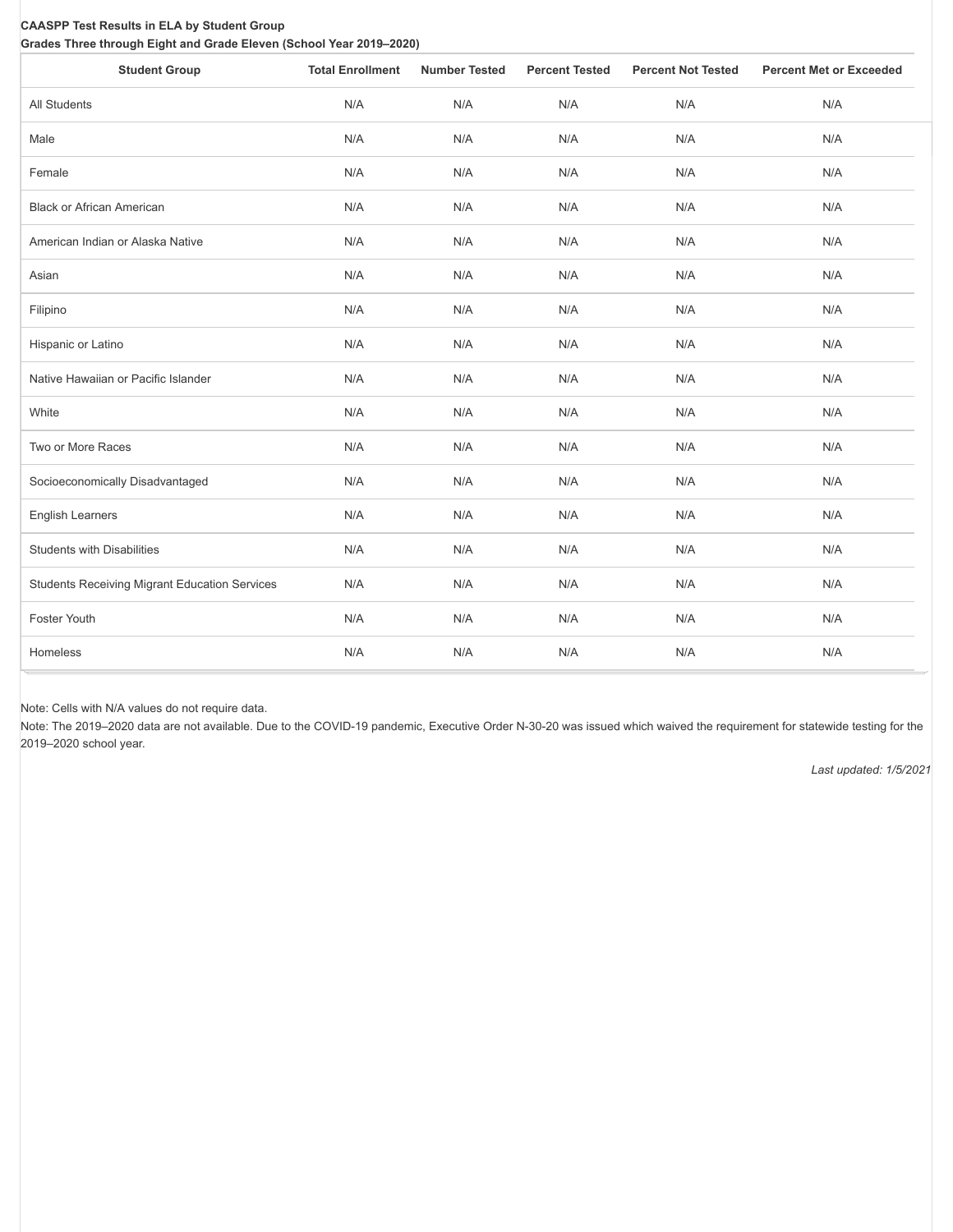**CAASPP Test Results in ELA by Student Group**

**Grades Three through Eight and Grade Eleven (School Year 2019–2020)**

| Student Group | Total Enrollment | Number Tested | Percent Tested | Percent Not Tested | Percent Met or Exceeded |
|---|---|---|---|---|---|
| All Students | N/A | N/A | N/A | N/A | N/A |
| Male | N/A | N/A | N/A | N/A | N/A |
| Female | N/A | N/A | N/A | N/A | N/A |
| Black or African American | N/A | N/A | N/A | N/A | N/A |
| American Indian or Alaska Native | N/A | N/A | N/A | N/A | N/A |
| Asian | N/A | N/A | N/A | N/A | N/A |
| Filipino | N/A | N/A | N/A | N/A | N/A |
| Hispanic or Latino | N/A | N/A | N/A | N/A | N/A |
| Native Hawaiian or Pacific Islander | N/A | N/A | N/A | N/A | N/A |
| White | N/A | N/A | N/A | N/A | N/A |
| Two or More Races | N/A | N/A | N/A | N/A | N/A |
| Socioeconomically Disadvantaged | N/A | N/A | N/A | N/A | N/A |
| English Learners | N/A | N/A | N/A | N/A | N/A |
| Students with Disabilities | N/A | N/A | N/A | N/A | N/A |
| Students Receiving Migrant Education Services | N/A | N/A | N/A | N/A | N/A |
| Foster Youth | N/A | N/A | N/A | N/A | N/A |
| Homeless | N/A | N/A | N/A | N/A | N/A |

Note: Cells with N/A values do not require data.

Note: The 2019–2020 data are not available. Due to the COVID-19 pandemic, Executive Order N-30-20 was issued which waived the requirement for statewide testing for the 2019–2020 school year.

*Last updated: 1/5/2021*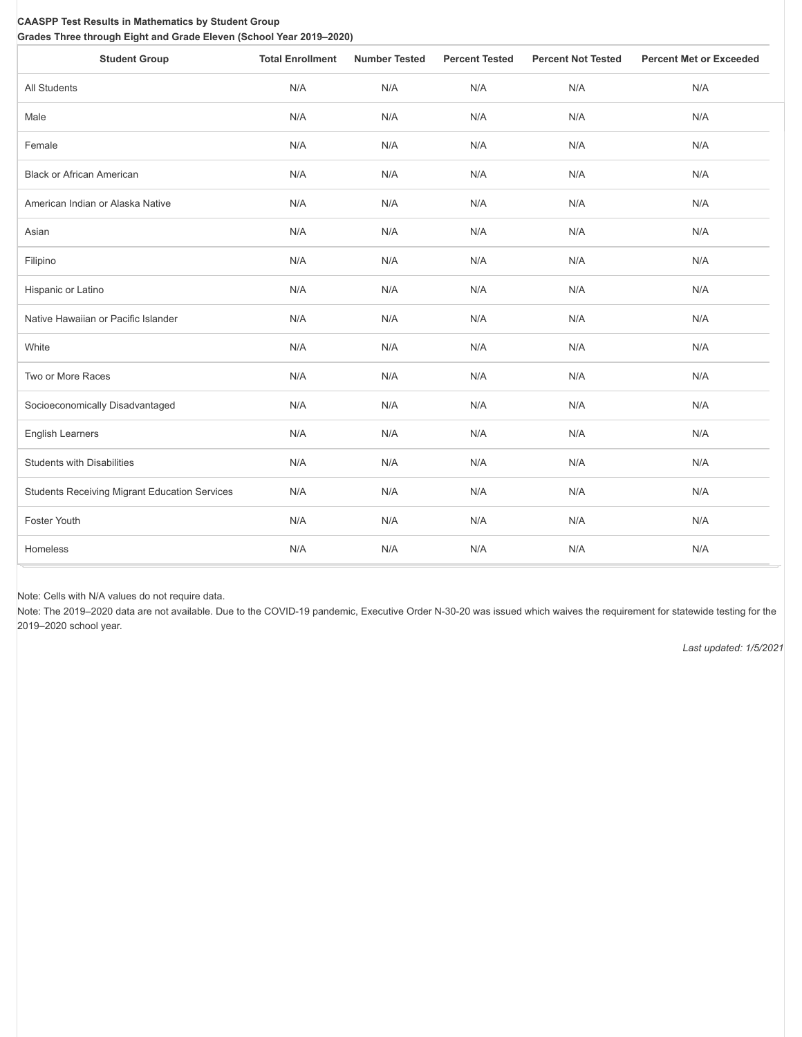**CAASPP Test Results in Mathematics by Student Group**
**Grades Three through Eight and Grade Eleven (School Year 2019–2020)**

| Student Group | Total Enrollment | Number Tested | Percent Tested | Percent Not Tested | Percent Met or Exceeded |
|---|---|---|---|---|---|
| All Students | N/A | N/A | N/A | N/A | N/A |
| Male | N/A | N/A | N/A | N/A | N/A |
| Female | N/A | N/A | N/A | N/A | N/A |
| Black or African American | N/A | N/A | N/A | N/A | N/A |
| American Indian or Alaska Native | N/A | N/A | N/A | N/A | N/A |
| Asian | N/A | N/A | N/A | N/A | N/A |
| Filipino | N/A | N/A | N/A | N/A | N/A |
| Hispanic or Latino | N/A | N/A | N/A | N/A | N/A |
| Native Hawaiian or Pacific Islander | N/A | N/A | N/A | N/A | N/A |
| White | N/A | N/A | N/A | N/A | N/A |
| Two or More Races | N/A | N/A | N/A | N/A | N/A |
| Socioeconomically Disadvantaged | N/A | N/A | N/A | N/A | N/A |
| English Learners | N/A | N/A | N/A | N/A | N/A |
| Students with Disabilities | N/A | N/A | N/A | N/A | N/A |
| Students Receiving Migrant Education Services | N/A | N/A | N/A | N/A | N/A |
| Foster Youth | N/A | N/A | N/A | N/A | N/A |
| Homeless | N/A | N/A | N/A | N/A | N/A |

Note: Cells with N/A values do not require data.

Note: The 2019–2020 data are not available. Due to the COVID-19 pandemic, Executive Order N-30-20 was issued which waives the requirement for statewide testing for the 2019–2020 school year.

*Last updated: 1/5/2021*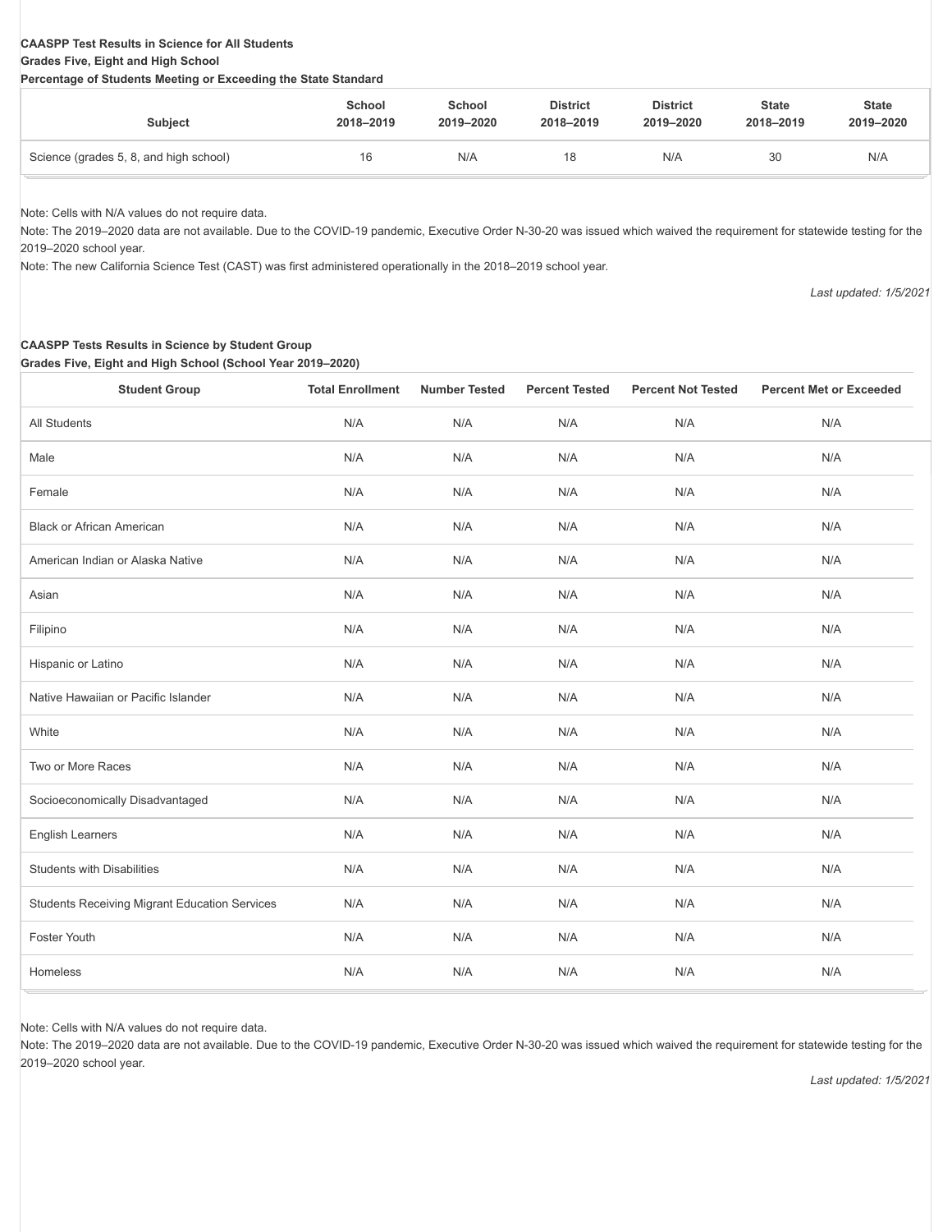**CAASPP Test Results in Science for All Students**
**Grades Five, Eight and High School**
**Percentage of Students Meeting or Exceeding the State Standard**

| Subject | School 2018–2019 | School 2019–2020 | District 2018–2019 | District 2019–2020 | State 2018–2019 | State 2019–2020 |
|---|---|---|---|---|---|---|
| Science (grades 5, 8, and high school) | 16 | N/A | 18 | N/A | 30 | N/A |

Note: Cells with N/A values do not require data.

Note: The 2019–2020 data are not available. Due to the COVID-19 pandemic, Executive Order N-30-20 was issued which waived the requirement for statewide testing for the 2019–2020 school year.

Note: The new California Science Test (CAST) was first administered operationally in the 2018–2019 school year.

*Last updated: 1/5/2021*

**CAASPP Tests Results in Science by Student Group**
**Grades Five, Eight and High School (School Year 2019–2020)**

| Student Group | Total Enrollment | Number Tested | Percent Tested | Percent Not Tested | Percent Met or Exceeded |
|---|---|---|---|---|---|
| All Students | N/A | N/A | N/A | N/A | N/A |
| Male | N/A | N/A | N/A | N/A | N/A |
| Female | N/A | N/A | N/A | N/A | N/A |
| Black or African American | N/A | N/A | N/A | N/A | N/A |
| American Indian or Alaska Native | N/A | N/A | N/A | N/A | N/A |
| Asian | N/A | N/A | N/A | N/A | N/A |
| Filipino | N/A | N/A | N/A | N/A | N/A |
| Hispanic or Latino | N/A | N/A | N/A | N/A | N/A |
| Native Hawaiian or Pacific Islander | N/A | N/A | N/A | N/A | N/A |
| White | N/A | N/A | N/A | N/A | N/A |
| Two or More Races | N/A | N/A | N/A | N/A | N/A |
| Socioeconomically Disadvantaged | N/A | N/A | N/A | N/A | N/A |
| English Learners | N/A | N/A | N/A | N/A | N/A |
| Students with Disabilities | N/A | N/A | N/A | N/A | N/A |
| Students Receiving Migrant Education Services | N/A | N/A | N/A | N/A | N/A |
| Foster Youth | N/A | N/A | N/A | N/A | N/A |
| Homeless | N/A | N/A | N/A | N/A | N/A |

Note: Cells with N/A values do not require data.

Note: The 2019–2020 data are not available. Due to the COVID-19 pandemic, Executive Order N-30-20 was issued which waived the requirement for statewide testing for the 2019–2020 school year.

*Last updated: 1/5/2021*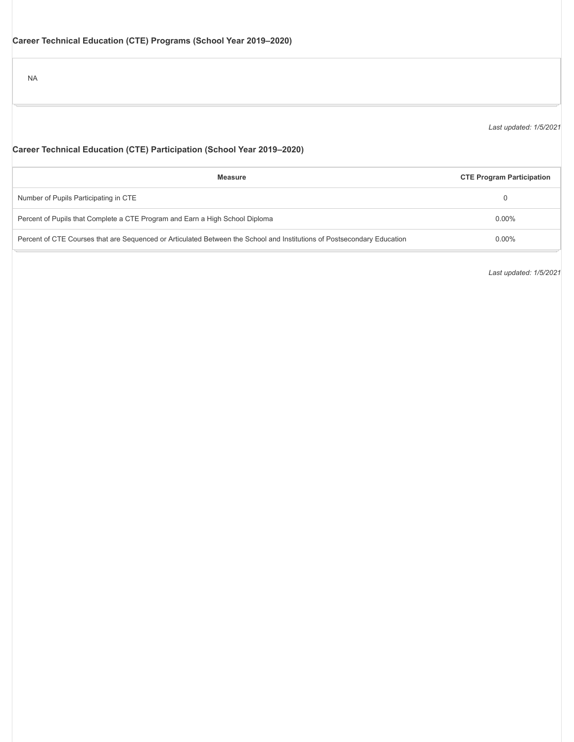## Career Technical Education (CTE) Programs (School Year 2019–2020)

NA

*Last updated: 1/5/2021*

## Career Technical Education (CTE) Participation (School Year 2019–2020)

| Measure | CTE Program Participation |
|---|---|
| Number of Pupils Participating in CTE | 0 |
| Percent of Pupils that Complete a CTE Program and Earn a High School Diploma | 0.00% |
| Percent of CTE Courses that are Sequenced or Articulated Between the School and Institutions of Postsecondary Education | 0.00% |

*Last updated: 1/5/2021*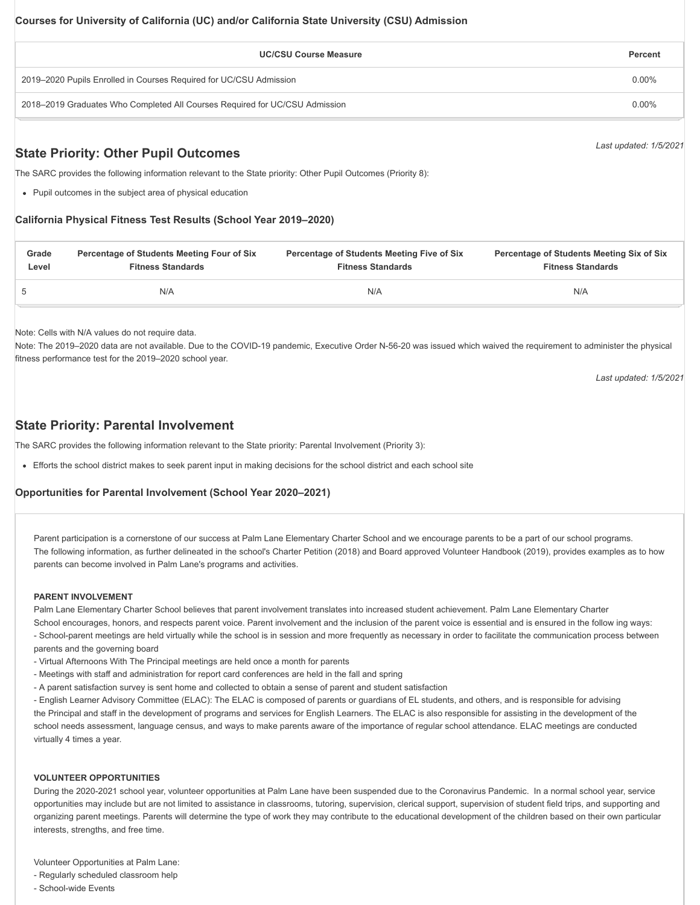### Courses for University of California (UC) and/or California State University (CSU) Admission

| UC/CSU Course Measure | Percent |
| --- | --- |
| 2019–2020 Pupils Enrolled in Courses Required for UC/CSU Admission | 0.00% |
| 2018–2019 Graduates Who Completed All Courses Required for UC/CSU Admission | 0.00% |

*Last updated: 1/5/2021*

## State Priority: Other Pupil Outcomes

The SARC provides the following information relevant to the State priority: Other Pupil Outcomes (Priority 8):

- Pupil outcomes in the subject area of physical education

### California Physical Fitness Test Results (School Year 2019–2020)

| Grade Level | Percentage of Students Meeting Four of Six Fitness Standards | Percentage of Students Meeting Five of Six Fitness Standards | Percentage of Students Meeting Six of Six Fitness Standards |
| --- | --- | --- | --- |
| 5 | N/A | N/A | N/A |

Note: Cells with N/A values do not require data.

Note: The 2019–2020 data are not available. Due to the COVID-19 pandemic, Executive Order N-56-20 was issued which waived the requirement to administer the physical fitness performance test for the 2019–2020 school year.

*Last updated: 1/5/2021*

## State Priority: Parental Involvement

The SARC provides the following information relevant to the State priority: Parental Involvement (Priority 3):

- Efforts the school district makes to seek parent input in making decisions for the school district and each school site

### Opportunities for Parental Involvement (School Year 2020–2021)

Parent participation is a cornerstone of our success at Palm Lane Elementary Charter School and we encourage parents to be a part of our school programs. The following information, as further delineated in the school's Charter Petition (2018) and Board approved Volunteer Handbook (2019), provides examples as to how parents can become involved in Palm Lane's programs and activities.

**PARENT INVOLVEMENT**

Palm Lane Elementary Charter School believes that parent involvement translates into increased student achievement. Palm Lane Elementary Charter School encourages, honors, and respects parent voice. Parent involvement and the inclusion of the parent voice is essential and is ensured in the follow ing ways:

- School-parent meetings are held virtually while the school is in session and more frequently as necessary in order to facilitate the communication process between parents and the governing board
- Virtual Afternoons With The Principal meetings are held once a month for parents
- Meetings with staff and administration for report card conferences are held in the fall and spring
- A parent satisfaction survey is sent home and collected to obtain a sense of parent and student satisfaction
- English Learner Advisory Committee (ELAC): The ELAC is composed of parents or guardians of EL students, and others, and is responsible for advising the Principal and staff in the development of programs and services for English Learners. The ELAC is also responsible for assisting in the development of the school needs assessment, language census, and ways to make parents aware of the importance of regular school attendance. ELAC meetings are conducted virtually 4 times a year.

**VOLUNTEER OPPORTUNITIES**

During the 2020-2021 school year, volunteer opportunities at Palm Lane have been suspended due to the Coronavirus Pandemic. In a normal school year, service opportunities may include but are not limited to assistance in classrooms, tutoring, supervision, clerical support, supervision of student field trips, and supporting and organizing parent meetings. Parents will determine the type of work they may contribute to the educational development of the children based on their own particular interests, strengths, and free time.

Volunteer Opportunities at Palm Lane:

- Regularly scheduled classroom help
- School-wide Events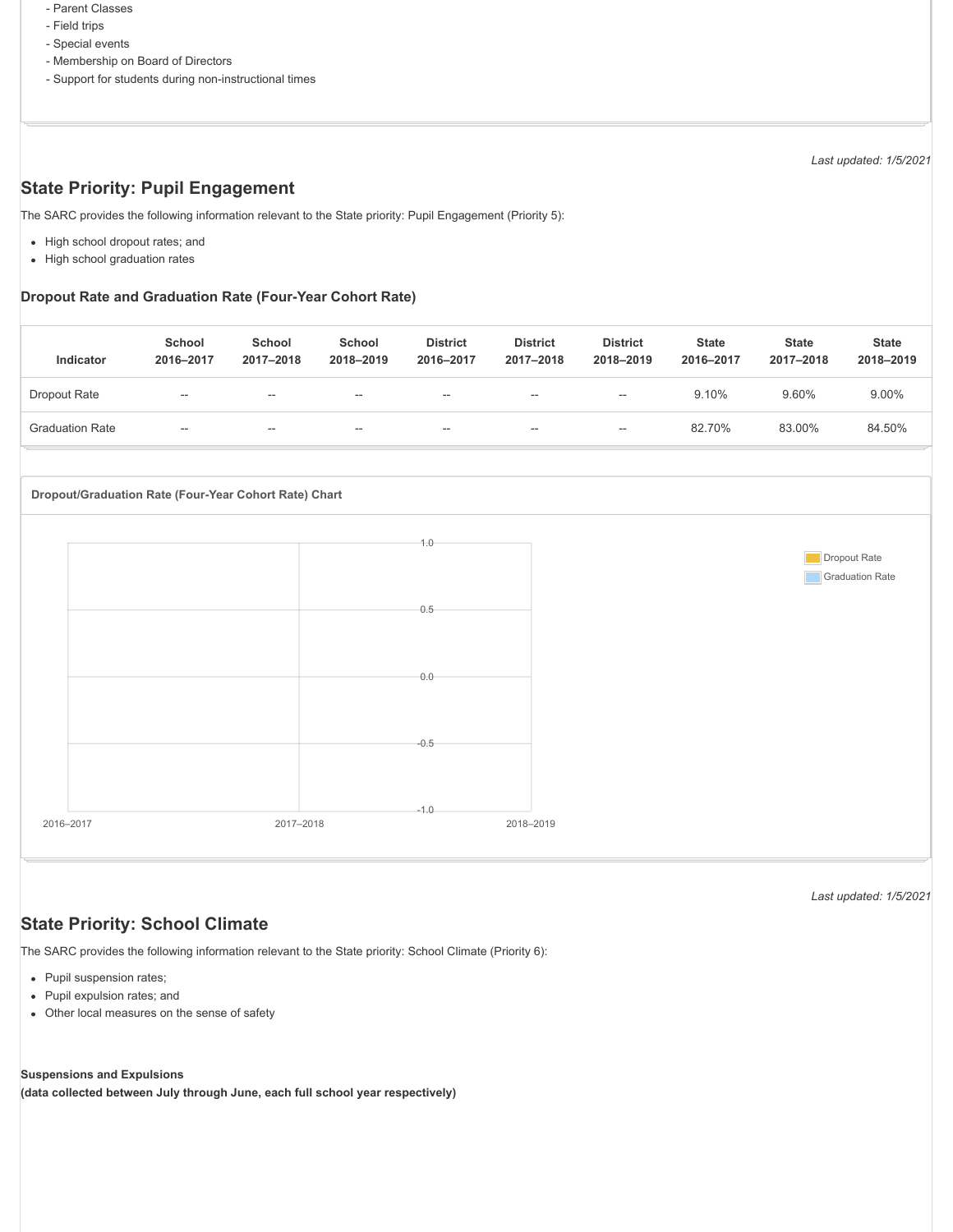- Parent Classes
- Field trips
- Special events
- Membership on Board of Directors
- Support for students during non-instructional times

*Last updated: 1/5/2021*

## State Priority: Pupil Engagement

The SARC provides the following information relevant to the State priority: Pupil Engagement (Priority 5):

- High school dropout rates; and
- High school graduation rates

### Dropout Rate and Graduation Rate (Four-Year Cohort Rate)

| Indicator | School 2016–2017 | School 2017–2018 | School 2018–2019 | District 2016–2017 | District 2017–2018 | District 2018–2019 | State 2016–2017 | State 2017–2018 | State 2018–2019 |
|---|---|---|---|---|---|---|---|---|---|
| Dropout Rate | -- | -- | -- | -- | -- | -- | 9.10% | 9.60% | 9.00% |
| Graduation Rate | -- | -- | -- | -- | -- | -- | 82.70% | 83.00% | 84.50% |

**Dropout/Graduation Rate (Four-Year Cohort Rate) Chart**

*Last updated: 1/5/2021*

## State Priority: School Climate

The SARC provides the following information relevant to the State priority: School Climate (Priority 6):

- Pupil suspension rates;
- Pupil expulsion rates; and
- Other local measures on the sense of safety

**Suspensions and Expulsions**
**(data collected between July through June, each full school year respectively)**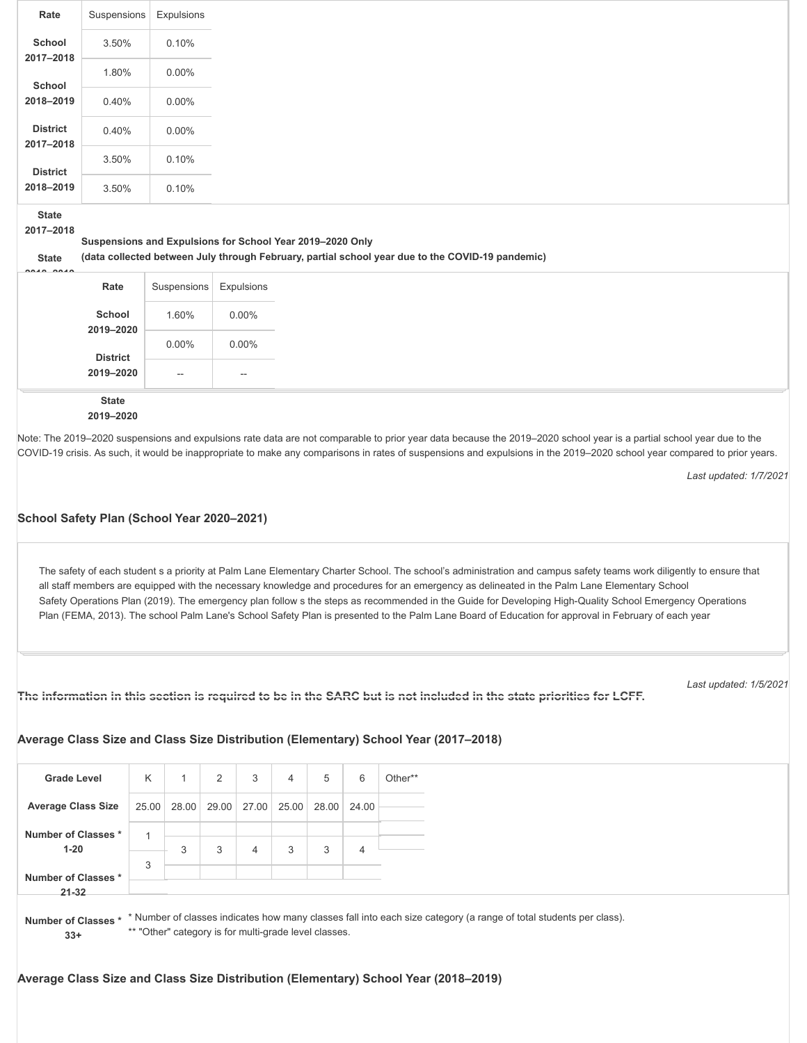| Rate | Suspensions | Expulsions |
|---|---|---|
| School 2017–2018 | 3.50% | 0.10% |
| School 2018–2019 | 1.80% | 0.00% |
| District 2017–2018 | 0.40% | 0.00% |
| District 2018–2019 | 0.40% | 0.00% |
| State 2017–2018 | 3.50% | 0.10% |
| State 2018–2019 | 3.50% | 0.10% |

**Suspensions and Expulsions for School Year 2019–2020 Only**
**(data collected between July through February, partial school year due to the COVID-19 pandemic)**

| Rate | Suspensions | Expulsions |
|---|---|---|
| School 2019–2020 | 1.60% | 0.00% |
| District 2019–2020 | 0.00% | 0.00% |
| State 2019–2020 | -- | -- |

Note: The 2019–2020 suspensions and expulsions rate data are not comparable to prior year data because the 2019–2020 school year is a partial school year due to the COVID-19 crisis. As such, it would be inappropriate to make any comparisons in rates of suspensions and expulsions in the 2019–2020 school year compared to prior years.

*Last updated: 1/7/2021*

### School Safety Plan (School Year 2020–2021)

The safety of each student s a priority at Palm Lane Elementary Charter School. The school's administration and campus safety teams work diligently to ensure that all staff members are equipped with the necessary knowledge and procedures for an emergency as delineated in the Palm Lane Elementary School Safety Operations Plan (2019). The emergency plan follow s the steps as recommended in the Guide for Developing High-Quality School Emergency Operations Plan (FEMA, 2013). The school Palm Lane's School Safety Plan is presented to the Palm Lane Board of Education for approval in February of each year

*Last updated: 1/5/2021*

The information in this section is required to be in the SARC but is not included in the state priorities for LCFF.

### Average Class Size and Class Size Distribution (Elementary) School Year (2017–2018)

| Grade Level | K | 1 | 2 | 3 | 4 | 5 | 6 | Other** |
|---|---|---|---|---|---|---|---|---|
| Average Class Size | 25.00 | 28.00 | 29.00 | 27.00 | 25.00 | 28.00 | 24.00 | |
| Number of Classes * 1-20 | 1 | | | | | | | |
| Number of Classes * 21-32 | 3 | 3 | 3 | 4 | 3 | 3 | 4 | |
| Number of Classes * 33+ | | | | | | | | |

\* Number of classes indicates how many classes fall into each size category (a range of total students per class).
** "Other" category is for multi-grade level classes.

### Average Class Size and Class Size Distribution (Elementary) School Year (2018–2019)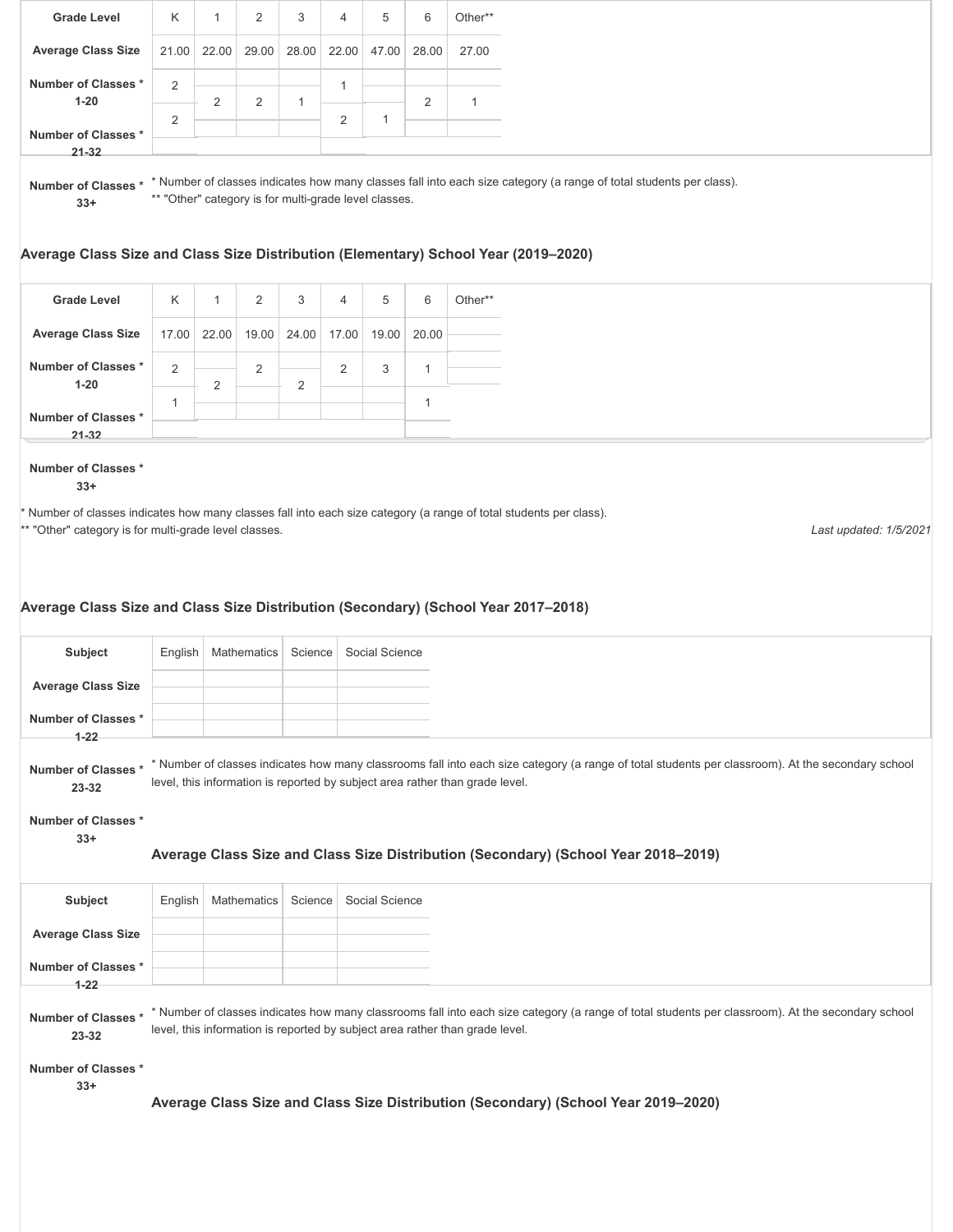| Grade Level | K | 1 | 2 | 3 | 4 | 5 | 6 | Other** |
|---|---|---|---|---|---|---|---|---|
| Average Class Size | 21.00 | 22.00 | 29.00 | 28.00 | 22.00 | 47.00 | 28.00 | 27.00 |
| Number of Classes * 1-20 | 2 | | | | 1 | | | |
| Number of Classes * 21-32 | 2 | 2 | 2 | 1 | 2 | | 2 | 1 |
| Number of Classes * 33+ | | | | | | 1 | | |

* Number of classes indicates how many classes fall into each size category (a range of total students per class).
** "Other" category is for multi-grade level classes.

### Average Class Size and Class Size Distribution (Elementary) School Year (2019–2020)

| Grade Level | K | 1 | 2 | 3 | 4 | 5 | 6 | Other** |
|---|---|---|---|---|---|---|---|---|
| Average Class Size | 17.00 | 22.00 | 19.00 | 24.00 | 17.00 | 19.00 | 20.00 | |
| Number of Classes * 1-20 | 2 | | 2 | | 2 | 3 | 1 | |
| Number of Classes * 21-32 | 1 | 2 | | 2 | | | 1 | |
| Number of Classes * 33+ | | | | | | | | |

* Number of classes indicates how many classes fall into each size category (a range of total students per class).
** "Other" category is for multi-grade level classes.

*Last updated: 1/5/2021*

### Average Class Size and Class Size Distribution (Secondary) (School Year 2017–2018)

| Subject | English | Mathematics | Science | Social Science |
|---|---|---|---|---|
| Average Class Size | | | | |
| Number of Classes * 1-22 | | | | |
| Number of Classes * 23-32 | | | | |
| Number of Classes * 33+ | | | | |

* Number of classes indicates how many classrooms fall into each size category (a range of total students per classroom). At the secondary school level, this information is reported by subject area rather than grade level.

### Average Class Size and Class Size Distribution (Secondary) (School Year 2018–2019)

| Subject | English | Mathematics | Science | Social Science |
|---|---|---|---|---|
| Average Class Size | | | | |
| Number of Classes * 1-22 | | | | |
| Number of Classes * 23-32 | | | | |
| Number of Classes * 33+ | | | | |

* Number of classes indicates how many classrooms fall into each size category (a range of total students per classroom). At the secondary school level, this information is reported by subject area rather than grade level.

### Average Class Size and Class Size Distribution (Secondary) (School Year 2019–2020)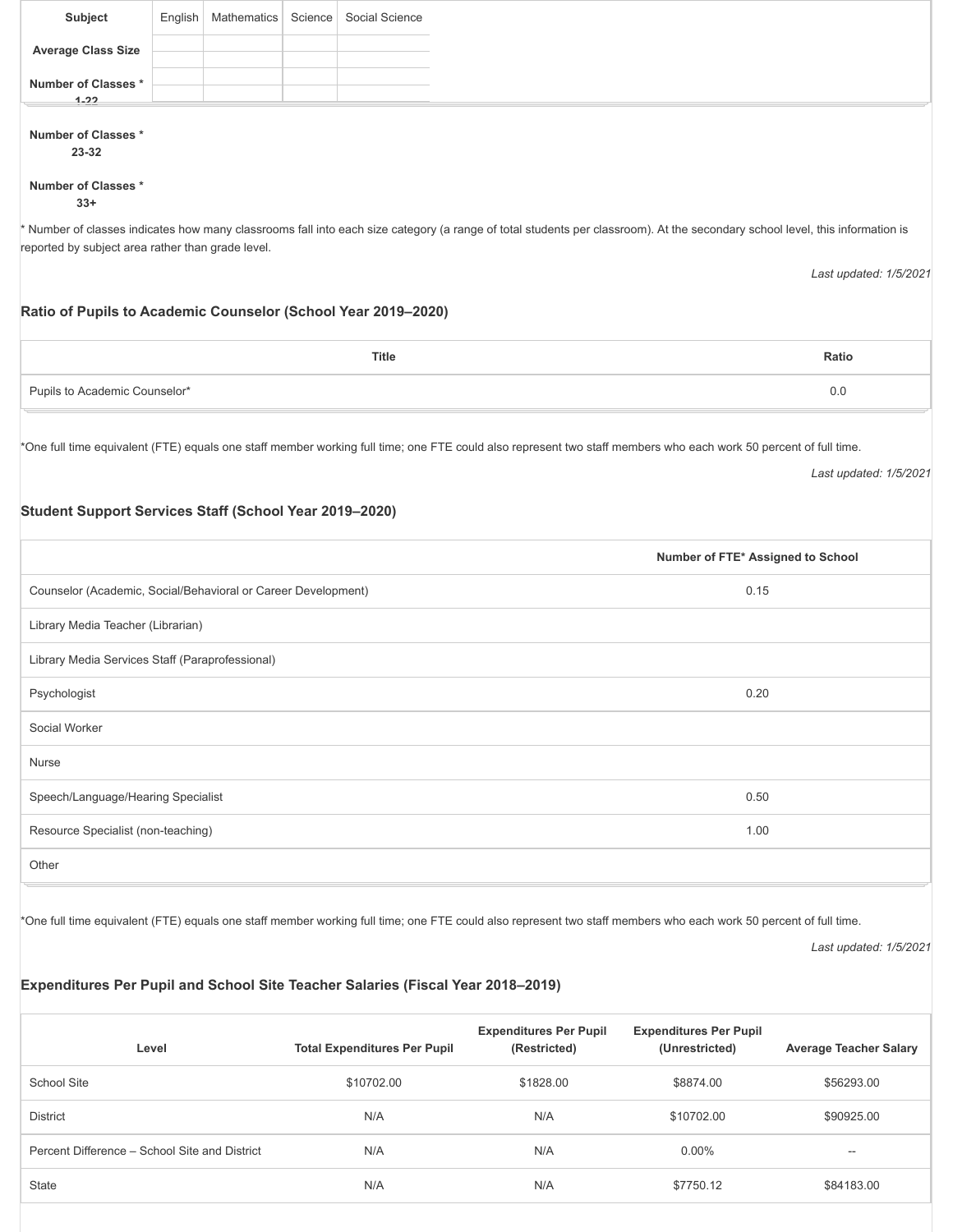| Subject | English | Mathematics | Science | Social Science |
|---|---|---|---|---|
| Average Class Size | | | | |
| Number of Classes * 1-22 | | | | |
| Number of Classes * 23-32 | | | | |
| Number of Classes * 33+ | | | | |

* Number of classes indicates how many classrooms fall into each size category (a range of total students per classroom). At the secondary school level, this information is reported by subject area rather than grade level.

*Last updated: 1/5/2021*

### Ratio of Pupils to Academic Counselor (School Year 2019–2020)

| Title | Ratio |
|---|---|
| Pupils to Academic Counselor* | 0.0 |

*One full time equivalent (FTE) equals one staff member working full time; one FTE could also represent two staff members who each work 50 percent of full time.

*Last updated: 1/5/2021*

### Student Support Services Staff (School Year 2019–2020)

| | Number of FTE* Assigned to School |
|---|---|
| Counselor (Academic, Social/Behavioral or Career Development) | 0.15 |
| Library Media Teacher (Librarian) | |
| Library Media Services Staff (Paraprofessional) | |
| Psychologist | 0.20 |
| Social Worker | |
| Nurse | |
| Speech/Language/Hearing Specialist | 0.50 |
| Resource Specialist (non-teaching) | 1.00 |
| Other | |

*One full time equivalent (FTE) equals one staff member working full time; one FTE could also represent two staff members who each work 50 percent of full time.

*Last updated: 1/5/2021*

### Expenditures Per Pupil and School Site Teacher Salaries (Fiscal Year 2018–2019)

| Level | Total Expenditures Per Pupil | Expenditures Per Pupil (Restricted) | Expenditures Per Pupil (Unrestricted) | Average Teacher Salary |
|---|---|---|---|---|
| School Site | $10702.00 | $1828.00 | $8874.00 | $56293.00 |
| District | N/A | N/A | $10702.00 | $90925.00 |
| Percent Difference – School Site and District | N/A | N/A | 0.00% | -- |
| State | N/A | N/A | $7750.12 | $84183.00 |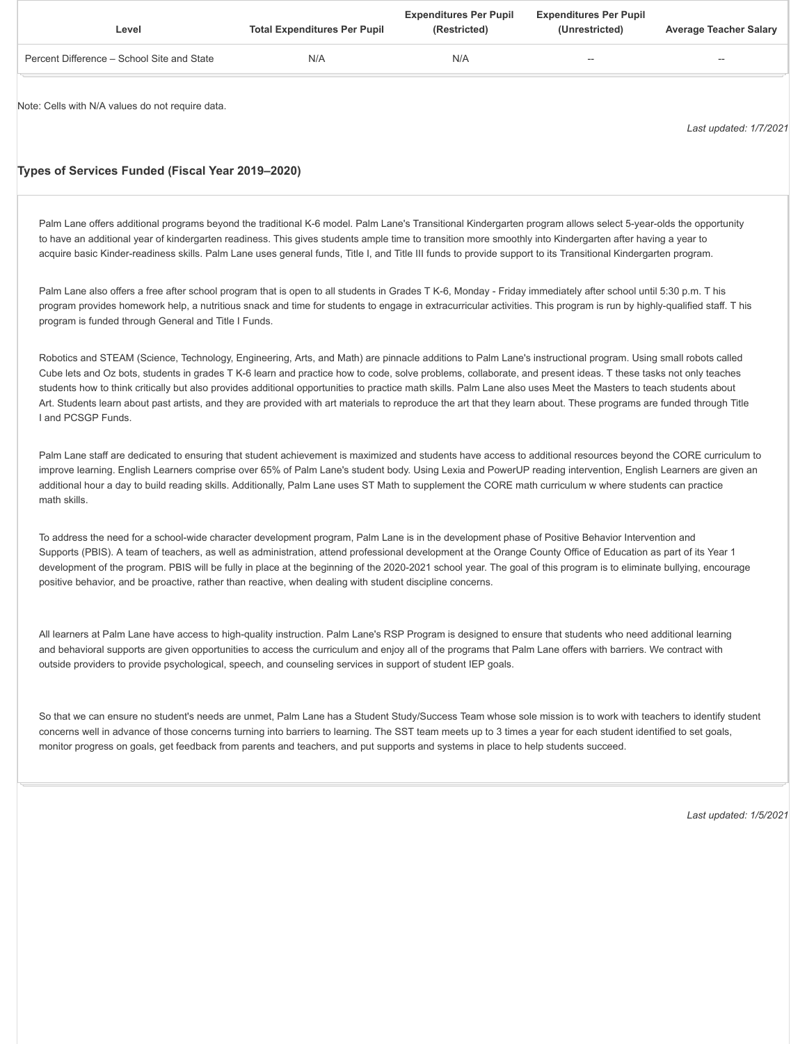| Level | Total Expenditures Per Pupil | Expenditures Per Pupil (Restricted) | Expenditures Per Pupil (Unrestricted) | Average Teacher Salary |
| --- | --- | --- | --- | --- |
| Percent Difference – School Site and State | N/A | N/A | -- | -- |

Note: Cells with N/A values do not require data.

*Last updated: 1/7/2021*

### Types of Services Funded (Fiscal Year 2019–2020)

Palm Lane offers additional programs beyond the traditional K-6 model. Palm Lane's Transitional Kindergarten program allows select 5-year-olds the opportunity to have an additional year of kindergarten readiness. This gives students ample time to transition more smoothly into Kindergarten after having a year to acquire basic Kinder-readiness skills. Palm Lane uses general funds, Title I, and Title III funds to provide support to its Transitional Kindergarten program.

Palm Lane also offers a free after school program that is open to all students in Grades T K-6, Monday - Friday immediately after school until 5:30 p.m. T his program provides homework help, a nutritious snack and time for students to engage in extracurricular activities. This program is run by highly-qualified staff. T his program is funded through General and Title I Funds.

Robotics and STEAM (Science, Technology, Engineering, Arts, and Math) are pinnacle additions to Palm Lane's instructional program. Using small robots called Cube lets and Oz bots, students in grades T K-6 learn and practice how to code, solve problems, collaborate, and present ideas. T these tasks not only teaches students how to think critically but also provides additional opportunities to practice math skills. Palm Lane also uses Meet the Masters to teach students about Art. Students learn about past artists, and they are provided with art materials to reproduce the art that they learn about. These programs are funded through Title I and PCSGP Funds.

Palm Lane staff are dedicated to ensuring that student achievement is maximized and students have access to additional resources beyond the CORE curriculum to improve learning. English Learners comprise over 65% of Palm Lane's student body. Using Lexia and PowerUP reading intervention, English Learners are given an additional hour a day to build reading skills. Additionally, Palm Lane uses ST Math to supplement the CORE math curriculum w where students can practice math skills.

To address the need for a school-wide character development program, Palm Lane is in the development phase of Positive Behavior Intervention and Supports (PBIS). A team of teachers, as well as administration, attend professional development at the Orange County Office of Education as part of its Year 1 development of the program. PBIS will be fully in place at the beginning of the 2020-2021 school year. The goal of this program is to eliminate bullying, encourage positive behavior, and be proactive, rather than reactive, when dealing with student discipline concerns.

All learners at Palm Lane have access to high-quality instruction. Palm Lane's RSP Program is designed to ensure that students who need additional learning and behavioral supports are given opportunities to access the curriculum and enjoy all of the programs that Palm Lane offers with barriers. We contract with outside providers to provide psychological, speech, and counseling services in support of student IEP goals.

So that we can ensure no student's needs are unmet, Palm Lane has a Student Study/Success Team whose sole mission is to work with teachers to identify student concerns well in advance of those concerns turning into barriers to learning. The SST team meets up to 3 times a year for each student identified to set goals, monitor progress on goals, get feedback from parents and teachers, and put supports and systems in place to help students succeed.

*Last updated: 1/5/2021*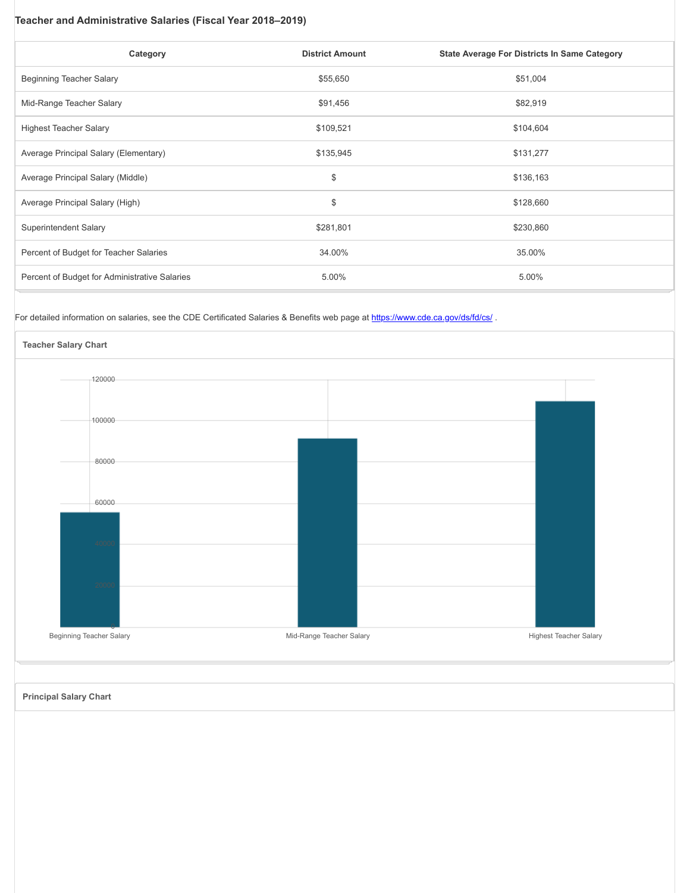### Teacher and Administrative Salaries (Fiscal Year 2018–2019)

| Category | District Amount | State Average For Districts In Same Category |
|---|---|---|
| Beginning Teacher Salary | $55,650 | $51,004 |
| Mid-Range Teacher Salary | $91,456 | $82,919 |
| Highest Teacher Salary | $109,521 | $104,604 |
| Average Principal Salary (Elementary) | $135,945 | $131,277 |
| Average Principal Salary (Middle) | $ | $136,163 |
| Average Principal Salary (High) | $ | $128,660 |
| Superintendent Salary | $281,801 | $230,860 |
| Percent of Budget for Teacher Salaries | 34.00% | 35.00% |
| Percent of Budget for Administrative Salaries | 5.00% | 5.00% |

For detailed information on salaries, see the CDE Certificated Salaries & Benefits web page at https://www.cde.ca.gov/ds/fd/cs/ .

**Teacher Salary Chart**

| Category | Salary |
|---|---|
| Beginning Teacher Salary | 55650 |
| Mid-Range Teacher Salary | 91456 |
| Highest Teacher Salary | 109521 |

**Principal Salary Chart**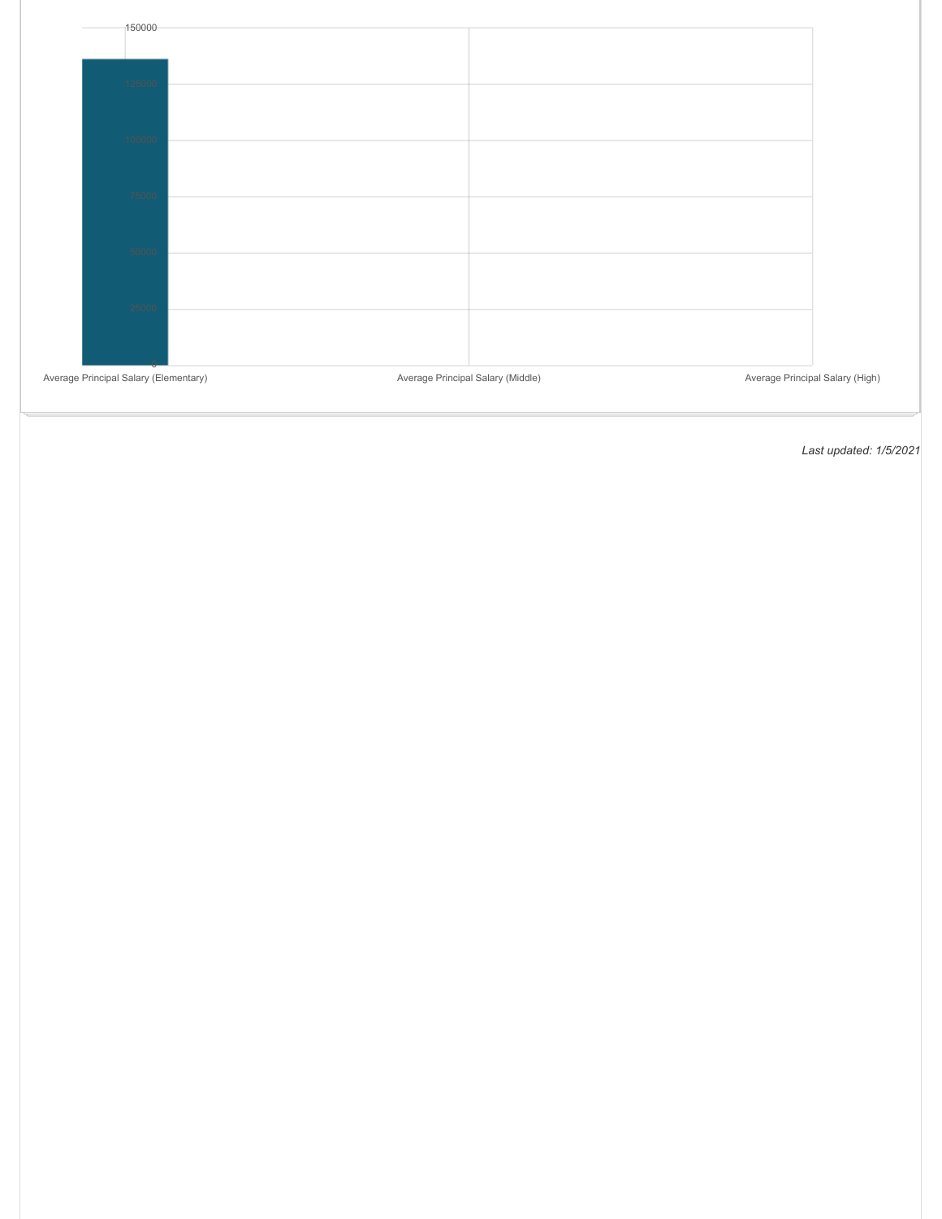150000

125000

100000

75000

50000

25000

0

Average Principal Salary (Elementary) | Average Principal Salary (Middle) | Average Principal Salary (High)

*Last updated: 1/5/2021*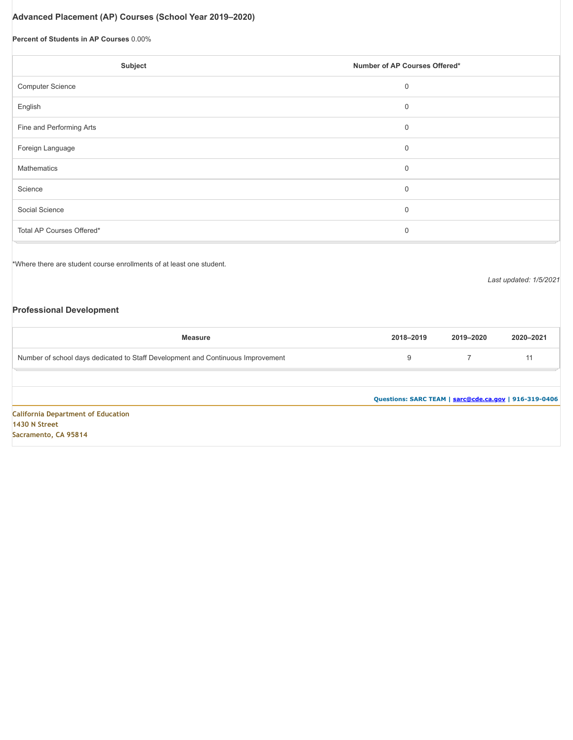## Advanced Placement (AP) Courses (School Year 2019–2020)

**Percent of Students in AP Courses** 0.00%

| Subject | Number of AP Courses Offered* |
|---|---|
| Computer Science | 0 |
| English | 0 |
| Fine and Performing Arts | 0 |
| Foreign Language | 0 |
| Mathematics | 0 |
| Science | 0 |
| Social Science | 0 |
| Total AP Courses Offered* | 0 |

*Where there are student course enrollments of at least one student.

*Last updated: 1/5/2021*

## Professional Development

| Measure | 2018–2019 | 2019–2020 | 2020–2021 |
|---|---|---|---|
| Number of school days dedicated to Staff Development and Continuous Improvement | 9 | 7 | 11 |

**Questions: SARC TEAM | sarc@cde.ca.gov | 916-319-0406**

**California Department of Education**
**1430 N Street**
**Sacramento, CA 95814**